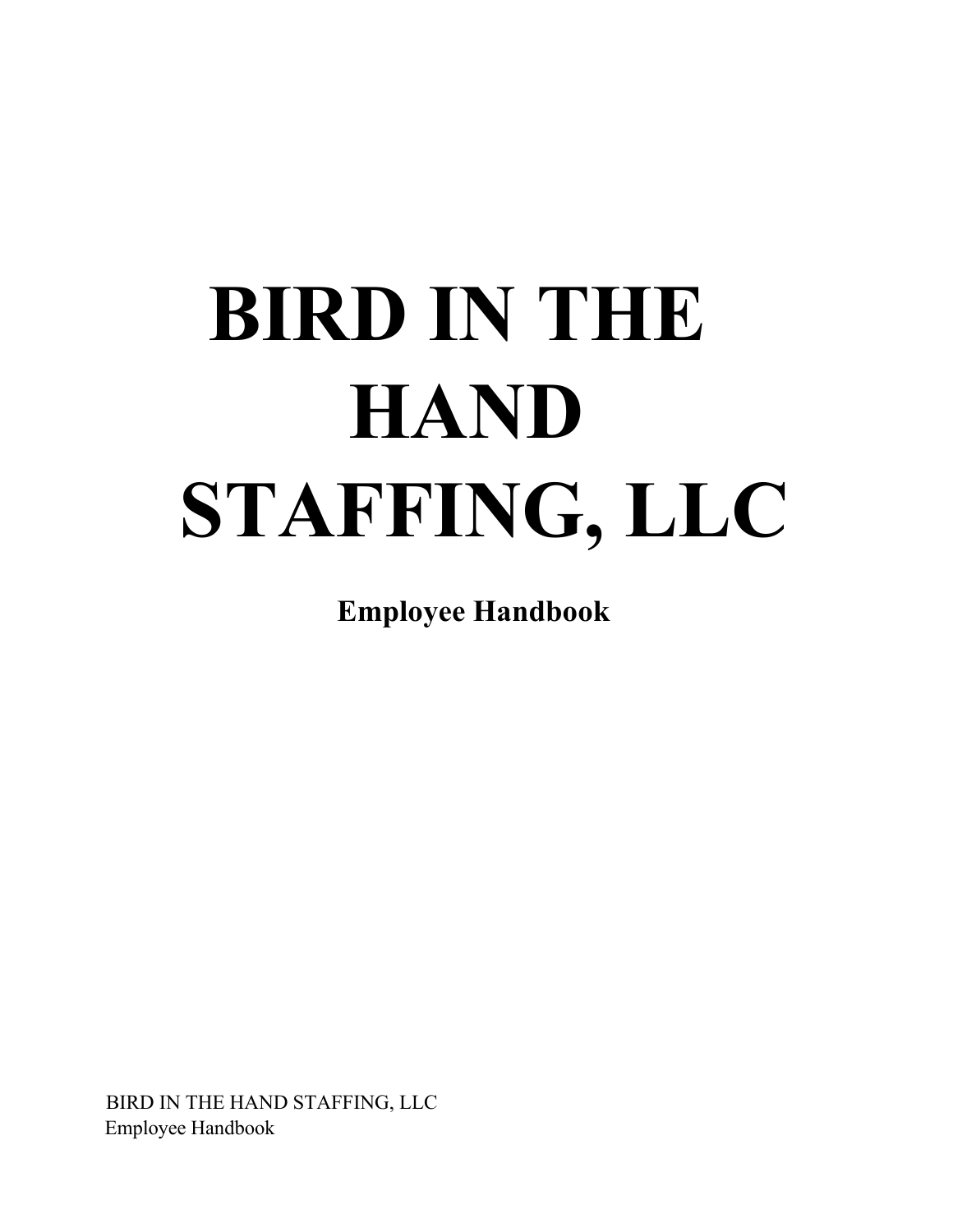# BIRD IN THE HAND STAFFING, LLC

**Employee Handbook**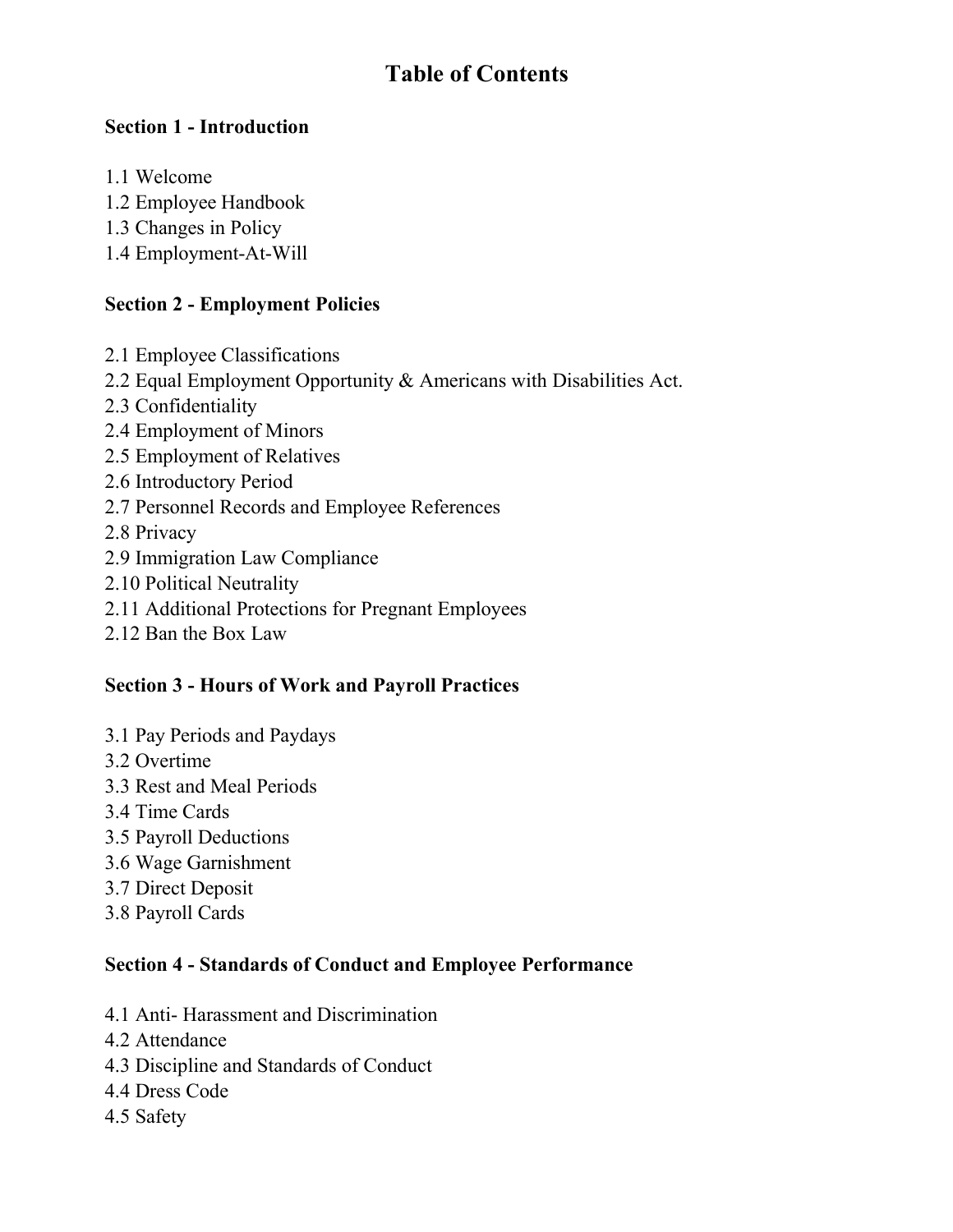# Table of Contents

**Section 1 - Introduction**

1.1 Welcome
1.2 Employee Handbook
1.3 Changes in Policy
1.4 Employment-At-Will

**Section 2 - Employment Policies**

2.1 Employee Classifications
2.2 Equal Employment Opportunity & Americans with Disabilities Act.
2.3 Confidentiality
2.4 Employment of Minors
2.5 Employment of Relatives
2.6 Introductory Period
2.7 Personnel Records and Employee References
2.8 Privacy
2.9 Immigration Law Compliance
2.10 Political Neutrality
2.11 Additional Protections for Pregnant Employees
2.12 Ban the Box Law

**Section 3 - Hours of Work and Payroll Practices**

3.1 Pay Periods and Paydays
3.2 Overtime
3.3 Rest and Meal Periods
3.4 Time Cards
3.5 Payroll Deductions
3.6 Wage Garnishment
3.7 Direct Deposit
3.8 Payroll Cards

**Section 4 - Standards of Conduct and Employee Performance**

4.1 Anti- Harassment and Discrimination
4.2 Attendance
4.3 Discipline and Standards of Conduct
4.4 Dress Code
4.5 Safety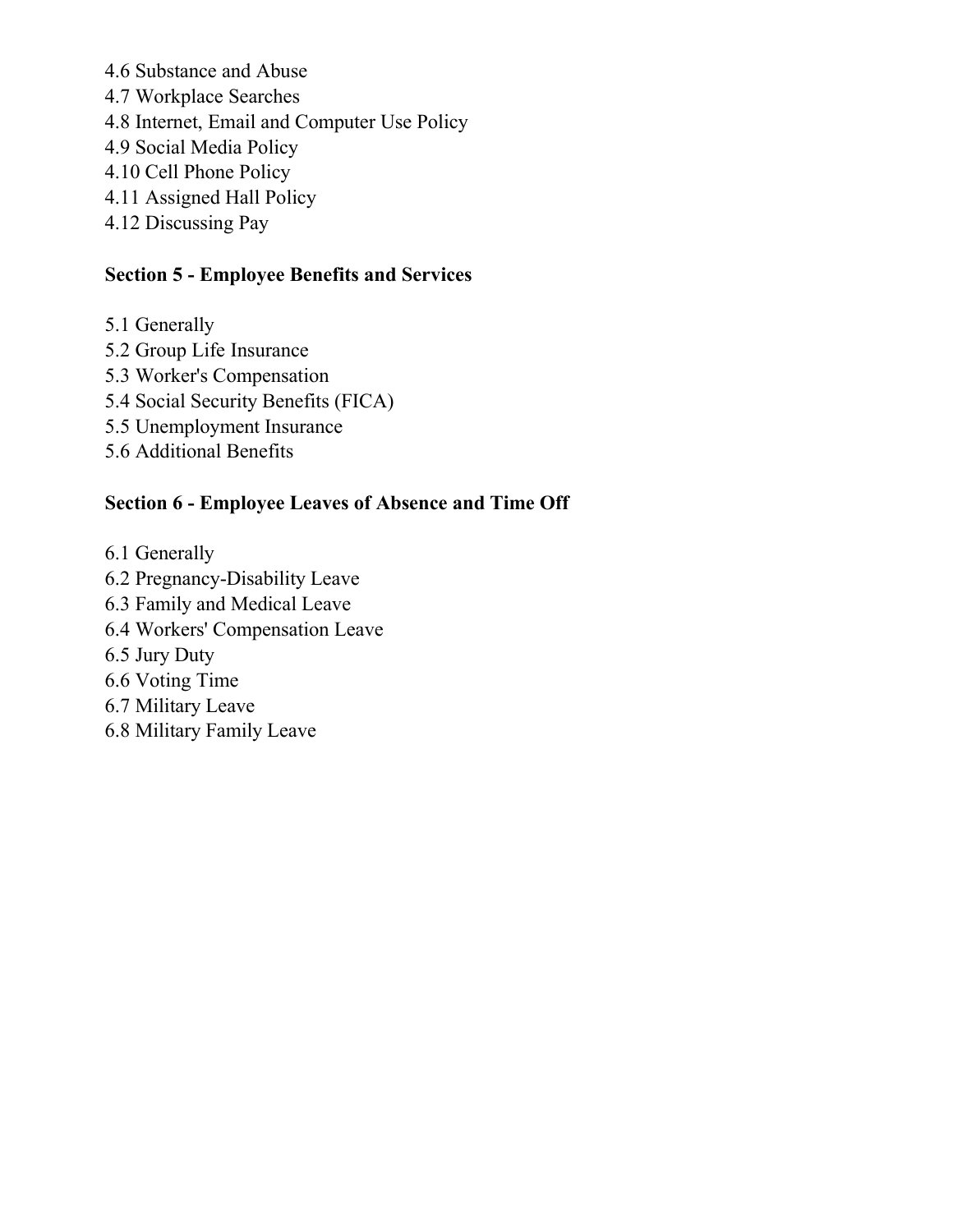4.6 Substance and Abuse  
4.7 Workplace Searches  
4.8 Internet, Email and Computer Use Policy  
4.9 Social Media Policy  
4.10 Cell Phone Policy  
4.11 Assigned Hall Policy  
4.12 Discussing Pay

**Section 5 - Employee Benefits and Services**

5.1 Generally  
5.2 Group Life Insurance  
5.3 Worker's Compensation  
5.4 Social Security Benefits (FICA)  
5.5 Unemployment Insurance  
5.6 Additional Benefits

**Section 6 - Employee Leaves of Absence and Time Off**

6.1 Generally  
6.2 Pregnancy-Disability Leave  
6.3 Family and Medical Leave  
6.4 Workers' Compensation Leave  
6.5 Jury Duty  
6.6 Voting Time  
6.7 Military Leave  
6.8 Military Family Leave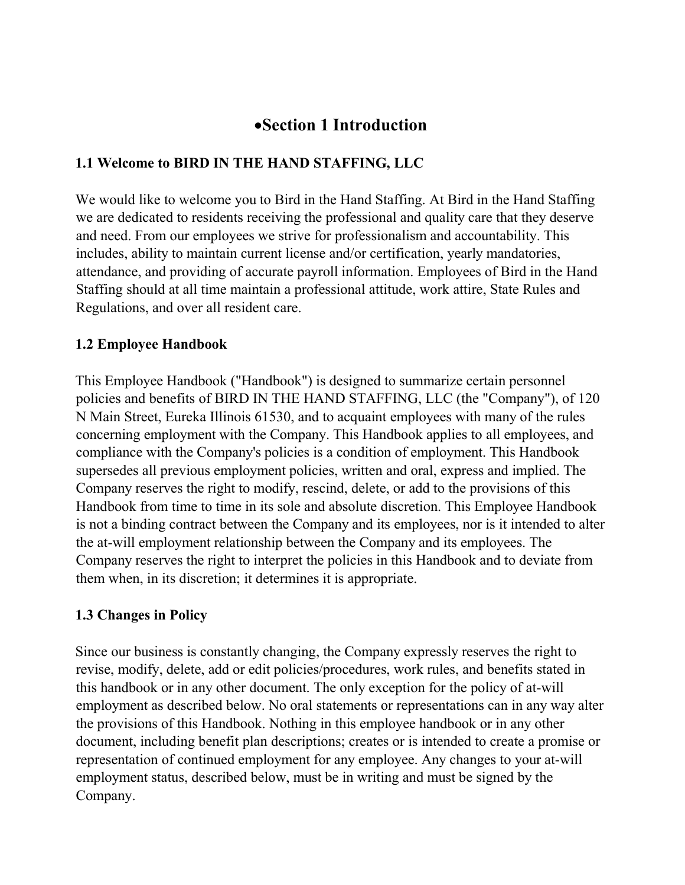# •Section 1 Introduction

## 1.1 Welcome to BIRD IN THE HAND STAFFING, LLC

We would like to welcome you to Bird in the Hand Staffing. At Bird in the Hand Staffing we are dedicated to residents receiving the professional and quality care that they deserve and need. From our employees we strive for professionalism and accountability. This includes, ability to maintain current license and/or certification, yearly mandatories, attendance, and providing of accurate payroll information. Employees of Bird in the Hand Staffing should at all time maintain a professional attitude, work attire, State Rules and Regulations, and over all resident care.

## 1.2 Employee Handbook

This Employee Handbook ("Handbook") is designed to summarize certain personnel policies and benefits of BIRD IN THE HAND STAFFING, LLC (the "Company"), of 120 N Main Street, Eureka Illinois 61530, and to acquaint employees with many of the rules concerning employment with the Company. This Handbook applies to all employees, and compliance with the Company's policies is a condition of employment. This Handbook supersedes all previous employment policies, written and oral, express and implied. The Company reserves the right to modify, rescind, delete, or add to the provisions of this Handbook from time to time in its sole and absolute discretion. This Employee Handbook is not a binding contract between the Company and its employees, nor is it intended to alter the at-will employment relationship between the Company and its employees. The Company reserves the right to interpret the policies in this Handbook and to deviate from them when, in its discretion; it determines it is appropriate.

## 1.3 Changes in Policy

Since our business is constantly changing, the Company expressly reserves the right to revise, modify, delete, add or edit policies/procedures, work rules, and benefits stated in this handbook or in any other document. The only exception for the policy of at-will employment as described below. No oral statements or representations can in any way alter the provisions of this Handbook. Nothing in this employee handbook or in any other document, including benefit plan descriptions; creates or is intended to create a promise or representation of continued employment for any employee. Any changes to your at-will employment status, described below, must be in writing and must be signed by the Company.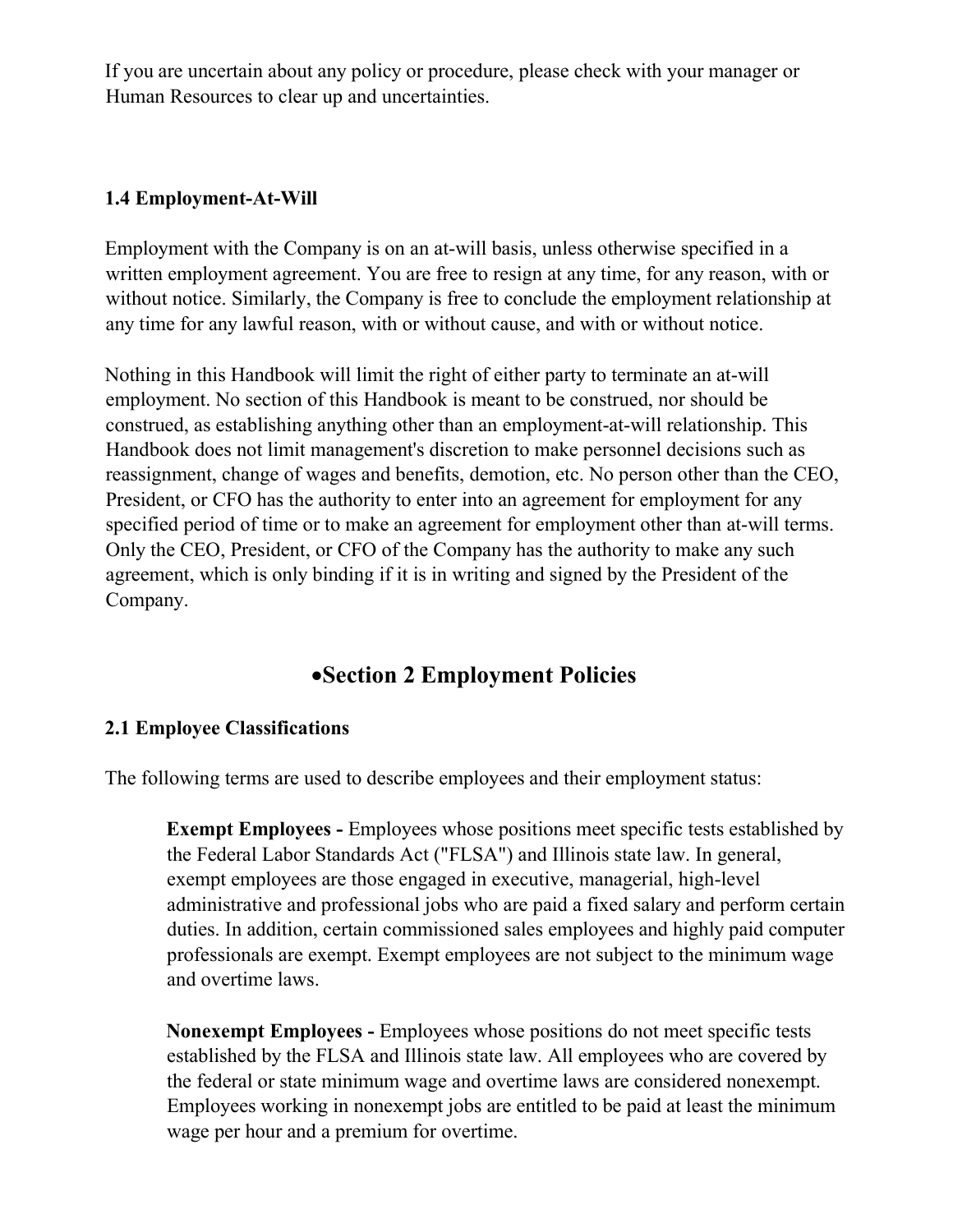If you are uncertain about any policy or procedure, please check with your manager or Human Resources to clear up and uncertainties.

### 1.4 Employment-At-Will

Employment with the Company is on an at-will basis, unless otherwise specified in a written employment agreement. You are free to resign at any time, for any reason, with or without notice. Similarly, the Company is free to conclude the employment relationship at any time for any lawful reason, with or without cause, and with or without notice.

Nothing in this Handbook will limit the right of either party to terminate an at-will employment. No section of this Handbook is meant to be construed, nor should be construed, as establishing anything other than an employment-at-will relationship. This Handbook does not limit management's discretion to make personnel decisions such as reassignment, change of wages and benefits, demotion, etc. No person other than the CEO, President, or CFO has the authority to enter into an agreement for employment for any specified period of time or to make an agreement for employment other than at-will terms. Only the CEO, President, or CFO of the Company has the authority to make any such agreement, which is only binding if it is in writing and signed by the President of the Company.

## •Section 2 Employment Policies

### 2.1 Employee Classifications

The following terms are used to describe employees and their employment status:

> **Exempt Employees -** Employees whose positions meet specific tests established by the Federal Labor Standards Act ("FLSA") and Illinois state law. In general, exempt employees are those engaged in executive, managerial, high-level administrative and professional jobs who are paid a fixed salary and perform certain duties. In addition, certain commissioned sales employees and highly paid computer professionals are exempt. Exempt employees are not subject to the minimum wage and overtime laws.
>
> **Nonexempt Employees -** Employees whose positions do not meet specific tests established by the FLSA and Illinois state law. All employees who are covered by the federal or state minimum wage and overtime laws are considered nonexempt. Employees working in nonexempt jobs are entitled to be paid at least the minimum wage per hour and a premium for overtime.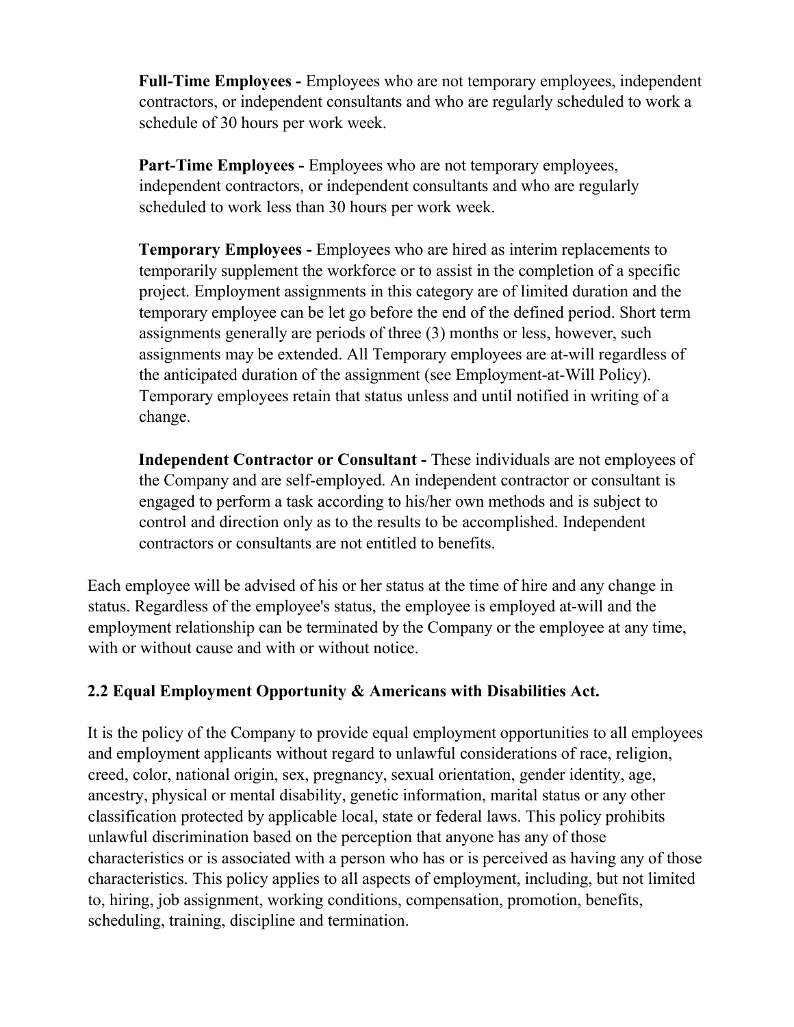**Full-Time Employees -** Employees who are not temporary employees, independent contractors, or independent consultants and who are regularly scheduled to work a schedule of 30 hours per work week.

**Part-Time Employees -** Employees who are not temporary employees, independent contractors, or independent consultants and who are regularly scheduled to work less than 30 hours per work week.

**Temporary Employees -** Employees who are hired as interim replacements to temporarily supplement the workforce or to assist in the completion of a specific project. Employment assignments in this category are of limited duration and the temporary employee can be let go before the end of the defined period. Short term assignments generally are periods of three (3) months or less, however, such assignments may be extended. All Temporary employees are at-will regardless of the anticipated duration of the assignment (see Employment-at-Will Policy). Temporary employees retain that status unless and until notified in writing of a change.

**Independent Contractor or Consultant -** These individuals are not employees of the Company and are self-employed. An independent contractor or consultant is engaged to perform a task according to his/her own methods and is subject to control and direction only as to the results to be accomplished. Independent contractors or consultants are not entitled to benefits.

Each employee will be advised of his or her status at the time of hire and any change in status. Regardless of the employee's status, the employee is employed at-will and the employment relationship can be terminated by the Company or the employee at any time, with or without cause and with or without notice.

### 2.2 Equal Employment Opportunity & Americans with Disabilities Act.

It is the policy of the Company to provide equal employment opportunities to all employees and employment applicants without regard to unlawful considerations of race, religion, creed, color, national origin, sex, pregnancy, sexual orientation, gender identity, age, ancestry, physical or mental disability, genetic information, marital status or any other classification protected by applicable local, state or federal laws. This policy prohibits unlawful discrimination based on the perception that anyone has any of those characteristics or is associated with a person who has or is perceived as having any of those characteristics. This policy applies to all aspects of employment, including, but not limited to, hiring, job assignment, working conditions, compensation, promotion, benefits, scheduling, training, discipline and termination.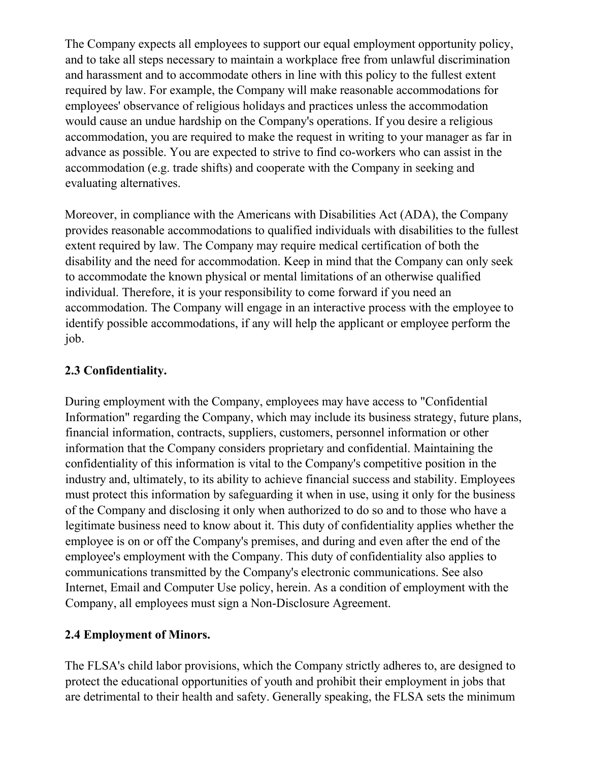The Company expects all employees to support our equal employment opportunity policy, and to take all steps necessary to maintain a workplace free from unlawful discrimination and harassment and to accommodate others in line with this policy to the fullest extent required by law. For example, the Company will make reasonable accommodations for employees' observance of religious holidays and practices unless the accommodation would cause an undue hardship on the Company's operations. If you desire a religious accommodation, you are required to make the request in writing to your manager as far in advance as possible. You are expected to strive to find co-workers who can assist in the accommodation (e.g. trade shifts) and cooperate with the Company in seeking and evaluating alternatives.

Moreover, in compliance with the Americans with Disabilities Act (ADA), the Company provides reasonable accommodations to qualified individuals with disabilities to the fullest extent required by law. The Company may require medical certification of both the disability and the need for accommodation. Keep in mind that the Company can only seek to accommodate the known physical or mental limitations of an otherwise qualified individual. Therefore, it is your responsibility to come forward if you need an accommodation. The Company will engage in an interactive process with the employee to identify possible accommodations, if any will help the applicant or employee perform the job.

### 2.3 Confidentiality.

During employment with the Company, employees may have access to "Confidential Information" regarding the Company, which may include its business strategy, future plans, financial information, contracts, suppliers, customers, personnel information or other information that the Company considers proprietary and confidential. Maintaining the confidentiality of this information is vital to the Company's competitive position in the industry and, ultimately, to its ability to achieve financial success and stability. Employees must protect this information by safeguarding it when in use, using it only for the business of the Company and disclosing it only when authorized to do so and to those who have a legitimate business need to know about it. This duty of confidentiality applies whether the employee is on or off the Company's premises, and during and even after the end of the employee's employment with the Company. This duty of confidentiality also applies to communications transmitted by the Company's electronic communications. See also Internet, Email and Computer Use policy, herein. As a condition of employment with the Company, all employees must sign a Non-Disclosure Agreement.

### 2.4 Employment of Minors.

The FLSA's child labor provisions, which the Company strictly adheres to, are designed to protect the educational opportunities of youth and prohibit their employment in jobs that are detrimental to their health and safety. Generally speaking, the FLSA sets the minimum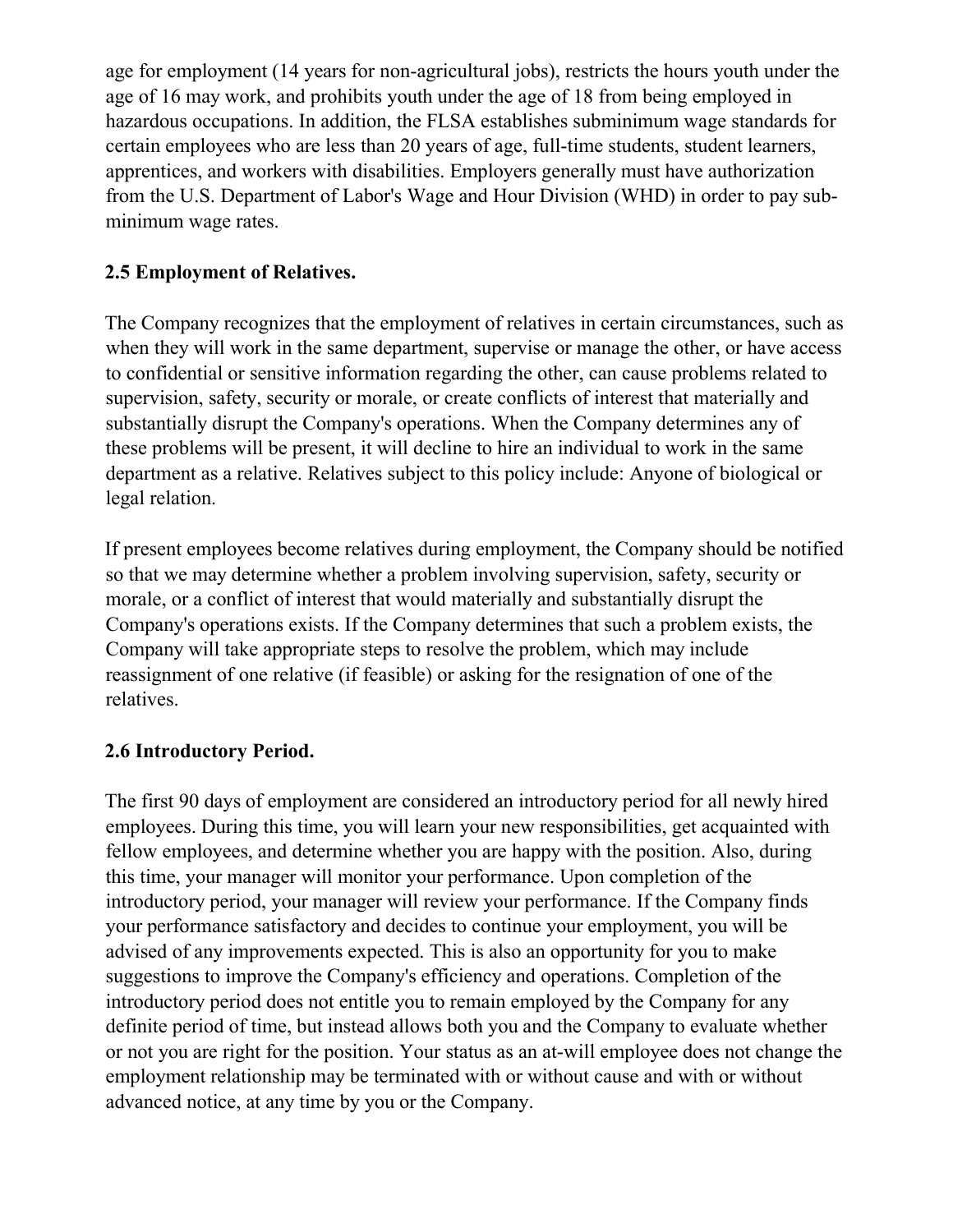age for employment (14 years for non-agricultural jobs), restricts the hours youth under the age of 16 may work, and prohibits youth under the age of 18 from being employed in hazardous occupations. In addition, the FLSA establishes subminimum wage standards for certain employees who are less than 20 years of age, full-time students, student learners, apprentices, and workers with disabilities. Employers generally must have authorization from the U.S. Department of Labor's Wage and Hour Division (WHD) in order to pay sub-minimum wage rates.

### 2.5 Employment of Relatives.

The Company recognizes that the employment of relatives in certain circumstances, such as when they will work in the same department, supervise or manage the other, or have access to confidential or sensitive information regarding the other, can cause problems related to supervision, safety, security or morale, or create conflicts of interest that materially and substantially disrupt the Company's operations. When the Company determines any of these problems will be present, it will decline to hire an individual to work in the same department as a relative. Relatives subject to this policy include: Anyone of biological or legal relation.

If present employees become relatives during employment, the Company should be notified so that we may determine whether a problem involving supervision, safety, security or morale, or a conflict of interest that would materially and substantially disrupt the Company's operations exists. If the Company determines that such a problem exists, the Company will take appropriate steps to resolve the problem, which may include reassignment of one relative (if feasible) or asking for the resignation of one of the relatives.

### 2.6 Introductory Period.

The first 90 days of employment are considered an introductory period for all newly hired employees. During this time, you will learn your new responsibilities, get acquainted with fellow employees, and determine whether you are happy with the position. Also, during this time, your manager will monitor your performance. Upon completion of the introductory period, your manager will review your performance. If the Company finds your performance satisfactory and decides to continue your employment, you will be advised of any improvements expected. This is also an opportunity for you to make suggestions to improve the Company's efficiency and operations. Completion of the introductory period does not entitle you to remain employed by the Company for any definite period of time, but instead allows both you and the Company to evaluate whether or not you are right for the position. Your status as an at-will employee does not change the employment relationship may be terminated with or without cause and with or without advanced notice, at any time by you or the Company.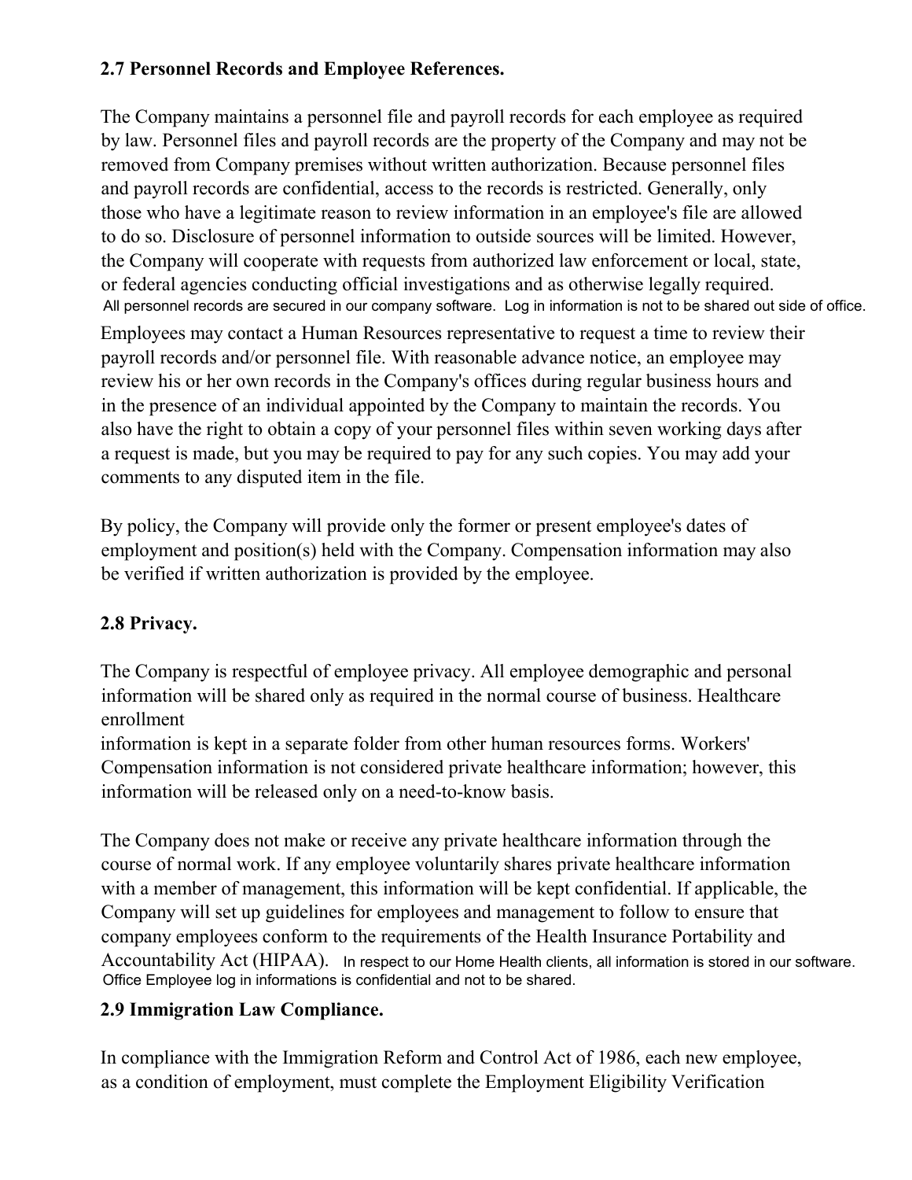**2.7 Personnel Records and Employee References.**

The Company maintains a personnel file and payroll records for each employee as required by law. Personnel files and payroll records are the property of the Company and may not be removed from Company premises without written authorization. Because personnel files and payroll records are confidential, access to the records is restricted. Generally, only those who have a legitimate reason to review information in an employee's file are allowed to do so. Disclosure of personnel information to outside sources will be limited. However, the Company will cooperate with requests from authorized law enforcement or local, state, or federal agencies conducting official investigations and as otherwise legally required. All personnel records are secured in our company software. Log in information is not to be shared out side of office.

Employees may contact a Human Resources representative to request a time to review their payroll records and/or personnel file. With reasonable advance notice, an employee may review his or her own records in the Company's offices during regular business hours and in the presence of an individual appointed by the Company to maintain the records. You also have the right to obtain a copy of your personnel files within seven working days after a request is made, but you may be required to pay for any such copies. You may add your comments to any disputed item in the file.

By policy, the Company will provide only the former or present employee's dates of employment and position(s) held with the Company. Compensation information may also be verified if written authorization is provided by the employee.

**2.8 Privacy.**

The Company is respectful of employee privacy. All employee demographic and personal information will be shared only as required in the normal course of business. Healthcare enrollment information is kept in a separate folder from other human resources forms. Workers' Compensation information is not considered private healthcare information; however, this information will be released only on a need-to-know basis.

The Company does not make or receive any private healthcare information through the course of normal work. If any employee voluntarily shares private healthcare information with a member of management, this information will be kept confidential. If applicable, the Company will set up guidelines for employees and management to follow to ensure that company employees conform to the requirements of the Health Insurance Portability and Accountability Act (HIPAA). In respect to our Home Health clients, all information is stored in our software. Office Employee log in informations is confidential and not to be shared.

**2.9 Immigration Law Compliance.**

In compliance with the Immigration Reform and Control Act of 1986, each new employee, as a condition of employment, must complete the Employment Eligibility Verification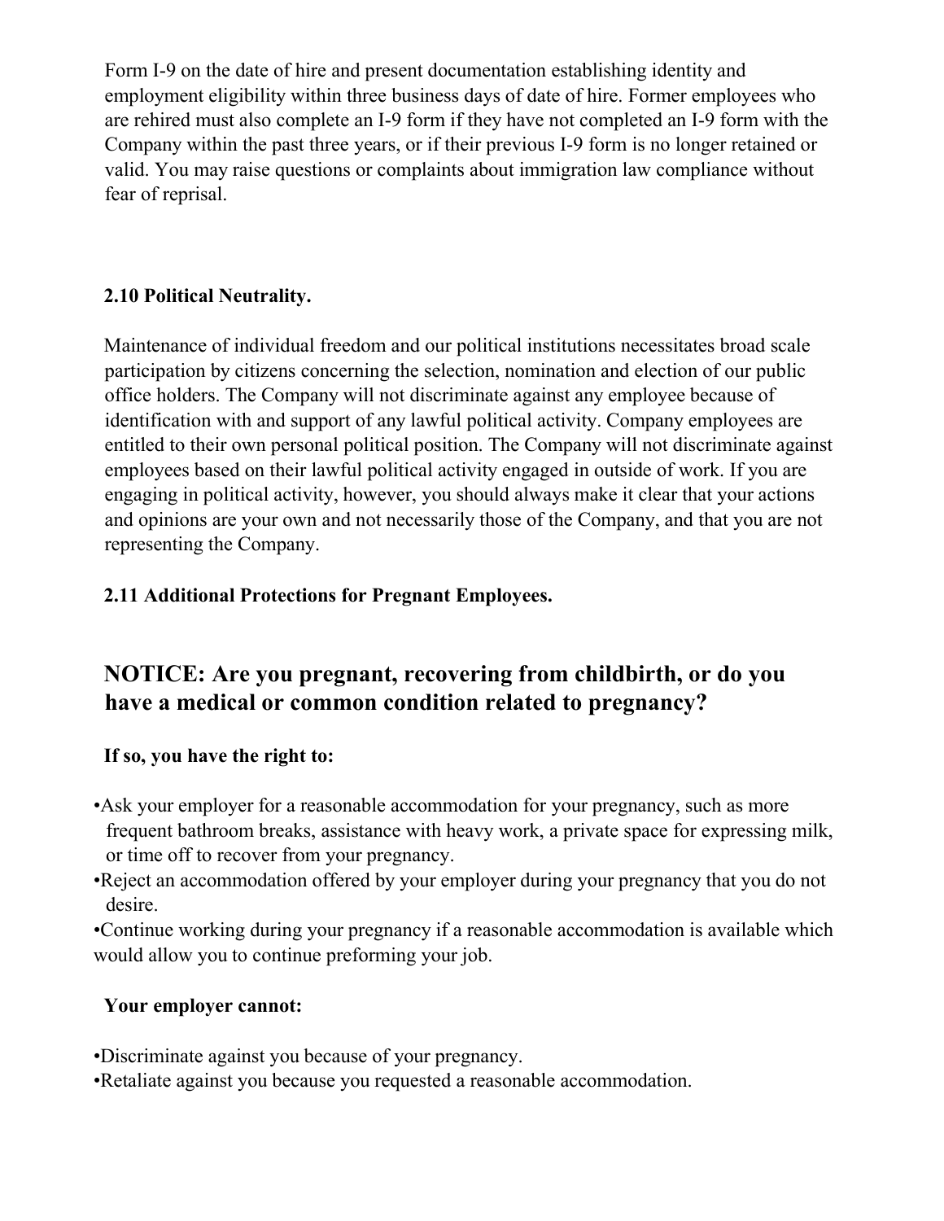Form I-9 on the date of hire and present documentation establishing identity and employment eligibility within three business days of date of hire. Former employees who are rehired must also complete an I-9 form if they have not completed an I-9 form with the Company within the past three years, or if their previous I-9 form is no longer retained or valid. You may raise questions or complaints about immigration law compliance without fear of reprisal.

**2.10 Political Neutrality.**

Maintenance of individual freedom and our political institutions necessitates broad scale participation by citizens concerning the selection, nomination and election of our public office holders. The Company will not discriminate against any employee because of identification with and support of any lawful political activity. Company employees are entitled to their own personal political position. The Company will not discriminate against employees based on their lawful political activity engaged in outside of work. If you are engaging in political activity, however, you should always make it clear that your actions and opinions are your own and not necessarily those of the Company, and that you are not representing the Company.

**2.11 Additional Protections for Pregnant Employees.**

## NOTICE: Are you pregnant, recovering from childbirth, or do you have a medical or common condition related to pregnancy?

**If so, you have the right to:**

- Ask your employer for a reasonable accommodation for your pregnancy, such as more frequent bathroom breaks, assistance with heavy work, a private space for expressing milk, or time off to recover from your pregnancy.
- Reject an accommodation offered by your employer during your pregnancy that you do not desire.
- Continue working during your pregnancy if a reasonable accommodation is available which would allow you to continue preforming your job.

**Your employer cannot:**

- Discriminate against you because of your pregnancy.
- Retaliate against you because you requested a reasonable accommodation.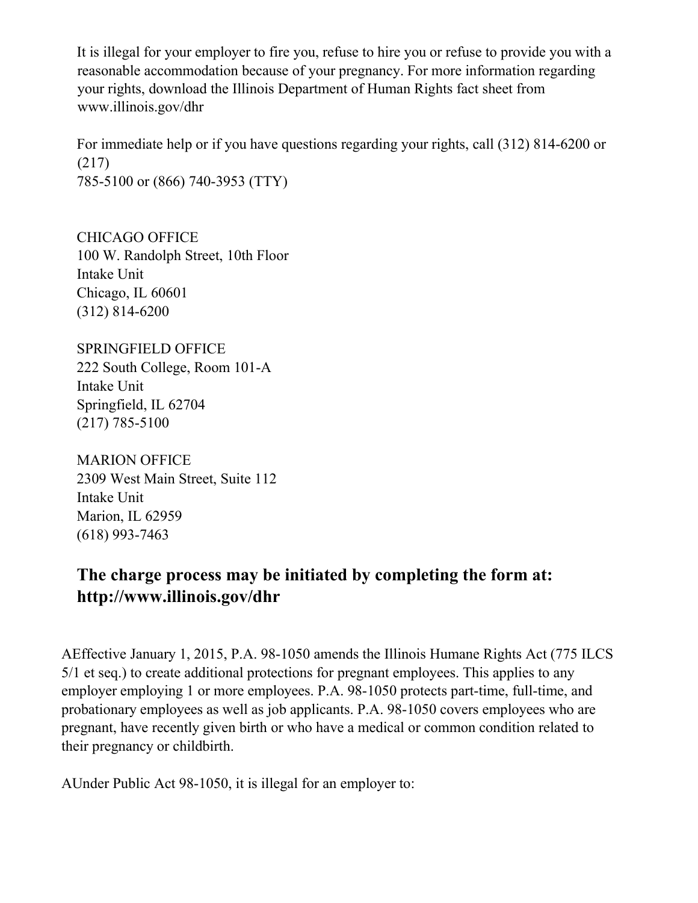It is illegal for your employer to fire you, refuse to hire you or refuse to provide you with a reasonable accommodation because of your pregnancy. For more information regarding your rights, download the Illinois Department of Human Rights fact sheet from www.illinois.gov/dhr

For immediate help or if you have questions regarding your rights, call (312) 814-6200 or (217)
785-5100 or (866) 740-3953 (TTY)

CHICAGO OFFICE
100 W. Randolph Street, 10th Floor
Intake Unit
Chicago, IL 60601
(312) 814-6200

SPRINGFIELD OFFICE
222 South College, Room 101-A
Intake Unit
Springfield, IL 62704
(217) 785-5100

MARION OFFICE
2309 West Main Street, Suite 112
Intake Unit
Marion, IL 62959
(618) 993-7463

## The charge process may be initiated by completing the form at: http://www.illinois.gov/dhr

AEffective January 1, 2015, P.A. 98-1050 amends the Illinois Humane Rights Act (775 ILCS 5/1 et seq.) to create additional protections for pregnant employees. This applies to any employer employing 1 or more employees. P.A. 98-1050 protects part-time, full-time, and probationary employees as well as job applicants. P.A. 98-1050 covers employees who are pregnant, have recently given birth or who have a medical or common condition related to their pregnancy or childbirth.

AUnder Public Act 98-1050, it is illegal for an employer to: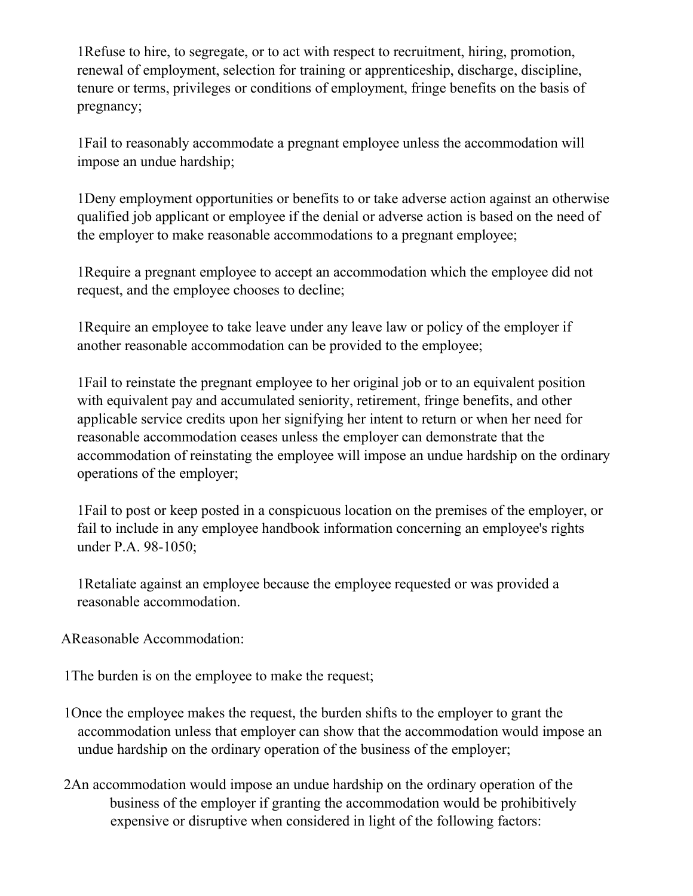1Refuse to hire, to segregate, or to act with respect to recruitment, hiring, promotion, renewal of employment, selection for training or apprenticeship, discharge, discipline, tenure or terms, privileges or conditions of employment, fringe benefits on the basis of pregnancy;

1Fail to reasonably accommodate a pregnant employee unless the accommodation will impose an undue hardship;

1Deny employment opportunities or benefits to or take adverse action against an otherwise qualified job applicant or employee if the denial or adverse action is based on the need of the employer to make reasonable accommodations to a pregnant employee;

1Require a pregnant employee to accept an accommodation which the employee did not request, and the employee chooses to decline;

1Require an employee to take leave under any leave law or policy of the employer if another reasonable accommodation can be provided to the employee;

1Fail to reinstate the pregnant employee to her original job or to an equivalent position with equivalent pay and accumulated seniority, retirement, fringe benefits, and other applicable service credits upon her signifying her intent to return or when her need for reasonable accommodation ceases unless the employer can demonstrate that the accommodation of reinstating the employee will impose an undue hardship on the ordinary operations of the employer;

1Fail to post or keep posted in a conspicuous location on the premises of the employer, or fail to include in any employee handbook information concerning an employee's rights under P.A. 98-1050;

1Retaliate against an employee because the employee requested or was provided a reasonable accommodation.

AReasonable Accommodation:

1The burden is on the employee to make the request;

1Once the employee makes the request, the burden shifts to the employer to grant the accommodation unless that employer can show that the accommodation would impose an undue hardship on the ordinary operation of the business of the employer;

2An accommodation would impose an undue hardship on the ordinary operation of the business of the employer if granting the accommodation would be prohibitively expensive or disruptive when considered in light of the following factors: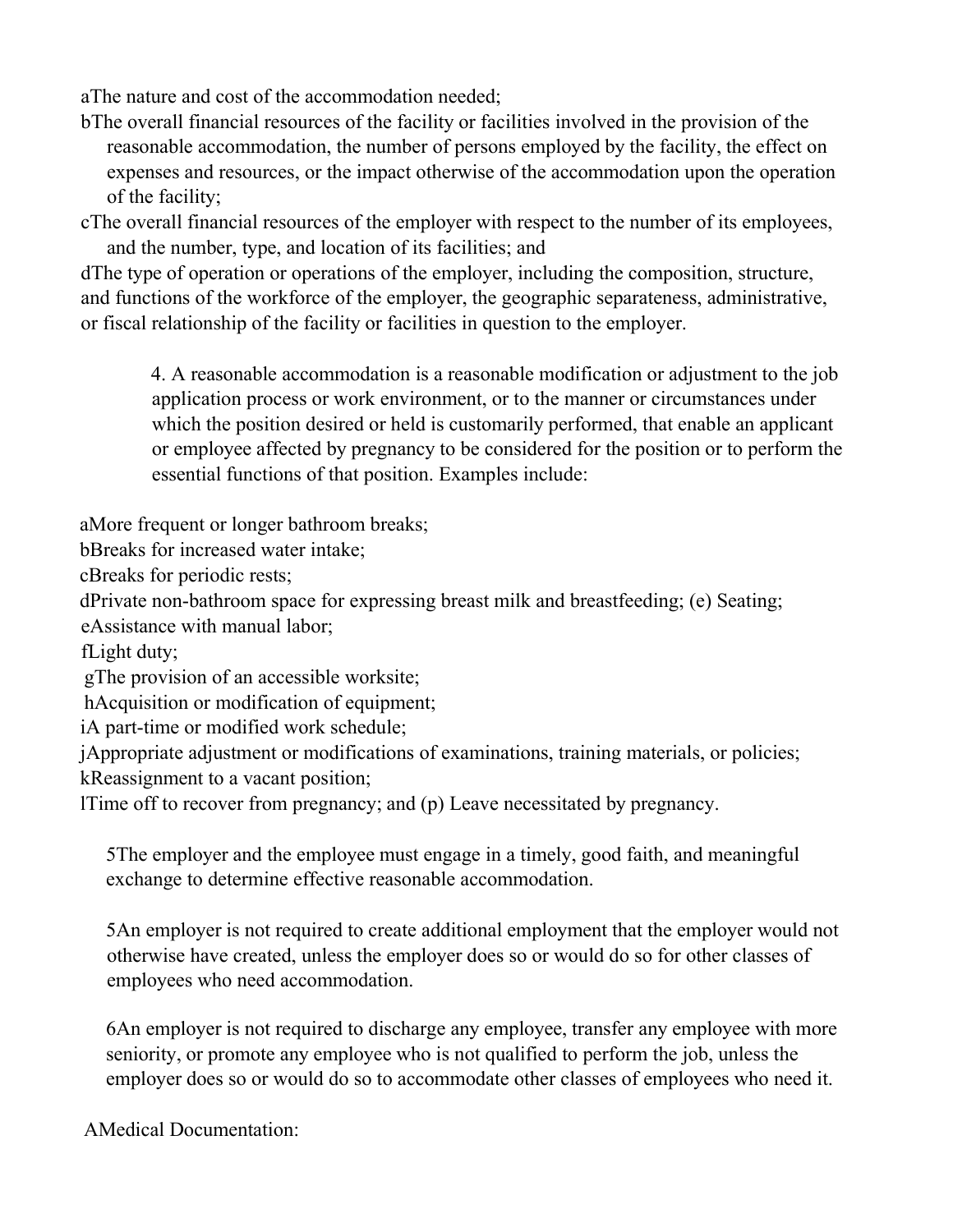aThe nature and cost of the accommodation needed;

bThe overall financial resources of the facility or facilities involved in the provision of the reasonable accommodation, the number of persons employed by the facility, the effect on expenses and resources, or the impact otherwise of the accommodation upon the operation of the facility;

cThe overall financial resources of the employer with respect to the number of its employees, and the number, type, and location of its facilities; and

dThe type of operation or operations of the employer, including the composition, structure, and functions of the workforce of the employer, the geographic separateness, administrative, or fiscal relationship of the facility or facilities in question to the employer.

4. A reasonable accommodation is a reasonable modification or adjustment to the job application process or work environment, or to the manner or circumstances under which the position desired or held is customarily performed, that enable an applicant or employee affected by pregnancy to be considered for the position or to perform the essential functions of that position. Examples include:

aMore frequent or longer bathroom breaks;
bBreaks for increased water intake;
cBreaks for periodic rests;
dPrivate non-bathroom space for expressing breast milk and breastfeeding; (e) Seating;
eAssistance with manual labor;
fLight duty;
gThe provision of an accessible worksite;
hAcquisition or modification of equipment;
iA part-time or modified work schedule;
jAppropriate adjustment or modifications of examinations, training materials, or policies;
kReassignment to a vacant position;
lTime off to recover from pregnancy; and (p) Leave necessitated by pregnancy.

5The employer and the employee must engage in a timely, good faith, and meaningful exchange to determine effective reasonable accommodation.

5An employer is not required to create additional employment that the employer would not otherwise have created, unless the employer does so or would do so for other classes of employees who need accommodation.

6An employer is not required to discharge any employee, transfer any employee with more seniority, or promote any employee who is not qualified to perform the job, unless the employer does so or would do so to accommodate other classes of employees who need it.

AMedical Documentation: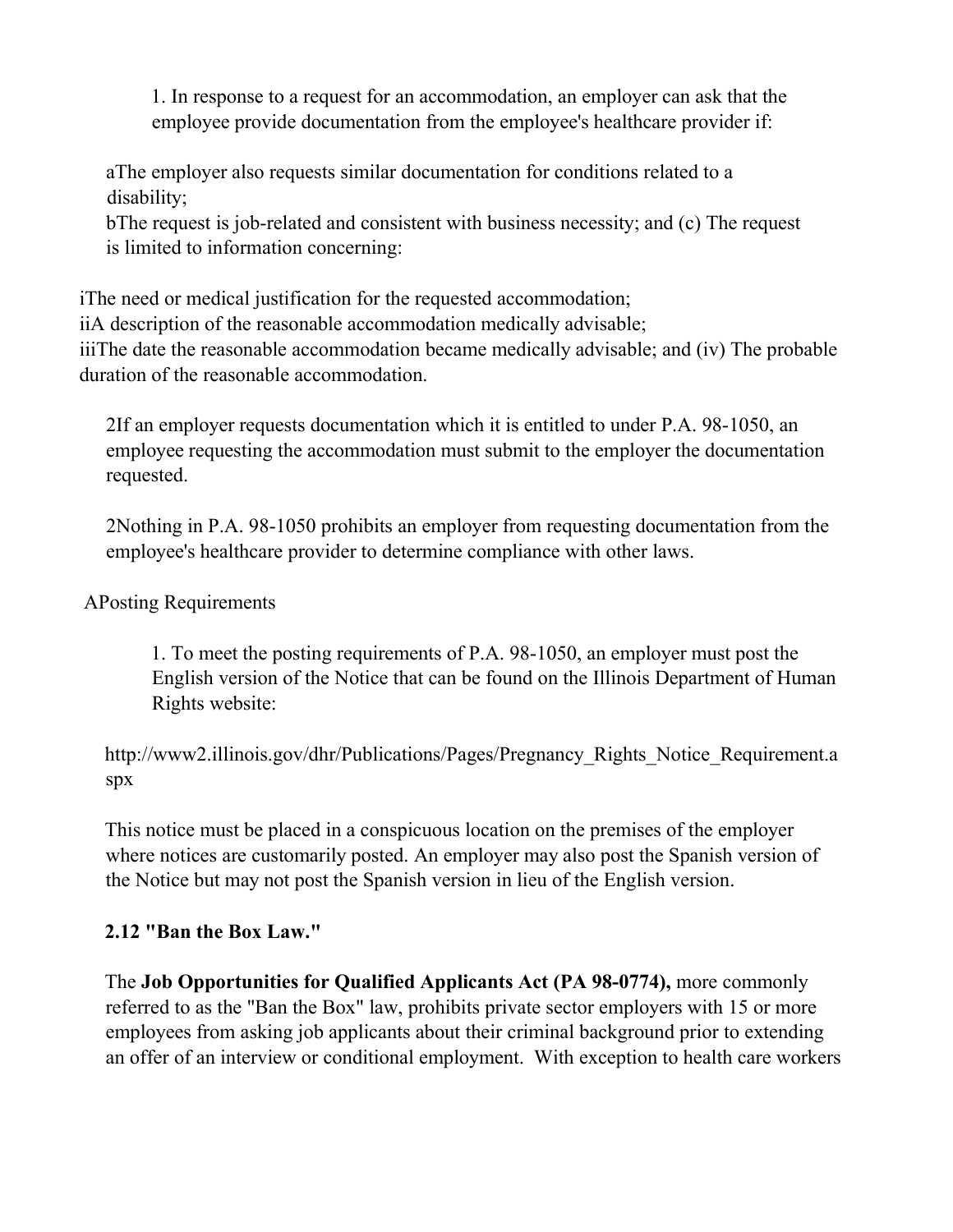1. In response to a request for an accommodation, an employer can ask that the employee provide documentation from the employee's healthcare provider if:

aThe employer also requests similar documentation for conditions related to a disability;
bThe request is job-related and consistent with business necessity; and (c) The request is limited to information concerning:

iThe need or medical justification for the requested accommodation;
iiA description of the reasonable accommodation medically advisable;
iiiThe date the reasonable accommodation became medically advisable; and (iv) The probable duration of the reasonable accommodation.

2If an employer requests documentation which it is entitled to under P.A. 98-1050, an employee requesting the accommodation must submit to the employer the documentation requested.

2Nothing in P.A. 98-1050 prohibits an employer from requesting documentation from the employee's healthcare provider to determine compliance with other laws.

APosting Requirements

1. To meet the posting requirements of P.A. 98-1050, an employer must post the English version of the Notice that can be found on the Illinois Department of Human Rights website:

http://www2.illinois.gov/dhr/Publications/Pages/Pregnancy_Rights_Notice_Requirement.aspx

This notice must be placed in a conspicuous location on the premises of the employer where notices are customarily posted. An employer may also post the Spanish version of the Notice but may not post the Spanish version in lieu of the English version.

**2.12 "Ban the Box Law."**

The **Job Opportunities for Qualified Applicants Act (PA 98-0774),** more commonly referred to as the "Ban the Box" law, prohibits private sector employers with 15 or more employees from asking job applicants about their criminal background prior to extending an offer of an interview or conditional employment. With exception to health care workers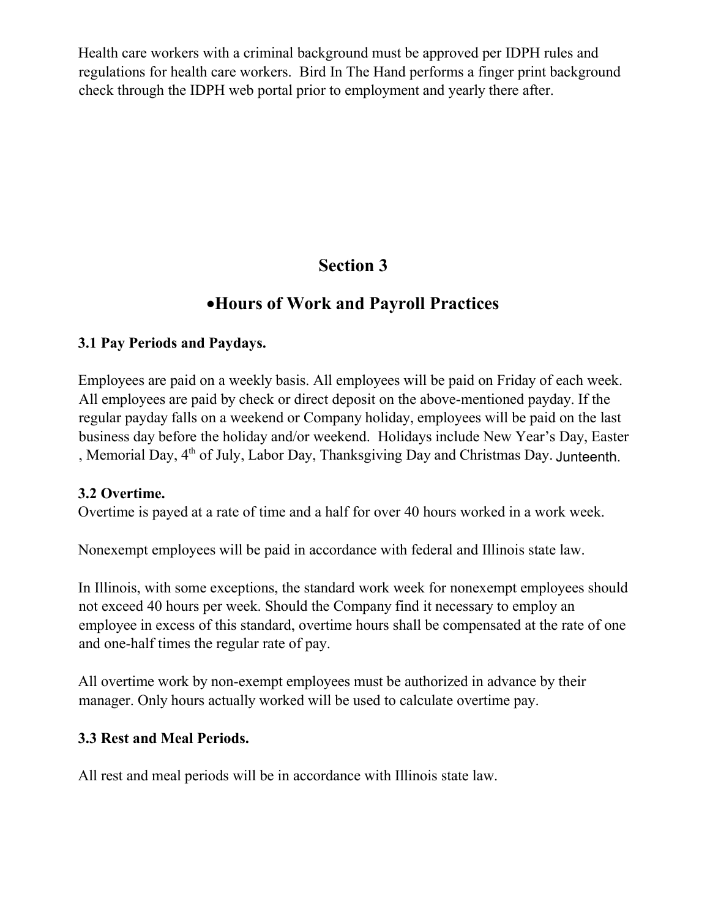Health care workers with a criminal background must be approved per IDPH rules and regulations for health care workers. Bird In The Hand performs a finger print background check through the IDPH web portal prior to employment and yearly there after.

# Section 3

## •Hours of Work and Payroll Practices

### 3.1 Pay Periods and Paydays.

Employees are paid on a weekly basis. All employees will be paid on Friday of each week. All employees are paid by check or direct deposit on the above-mentioned payday. If the regular payday falls on a weekend or Company holiday, employees will be paid on the last business day before the holiday and/or weekend. Holidays include New Year's Day, Easter , Memorial Day, 4th of July, Labor Day, Thanksgiving Day and Christmas Day. Junteenth.

### 3.2 Overtime.

Overtime is payed at a rate of time and a half for over 40 hours worked in a work week.

Nonexempt employees will be paid in accordance with federal and Illinois state law.

In Illinois, with some exceptions, the standard work week for nonexempt employees should not exceed 40 hours per week. Should the Company find it necessary to employ an employee in excess of this standard, overtime hours shall be compensated at the rate of one and one-half times the regular rate of pay.

All overtime work by non-exempt employees must be authorized in advance by their manager. Only hours actually worked will be used to calculate overtime pay.

### 3.3 Rest and Meal Periods.

All rest and meal periods will be in accordance with Illinois state law.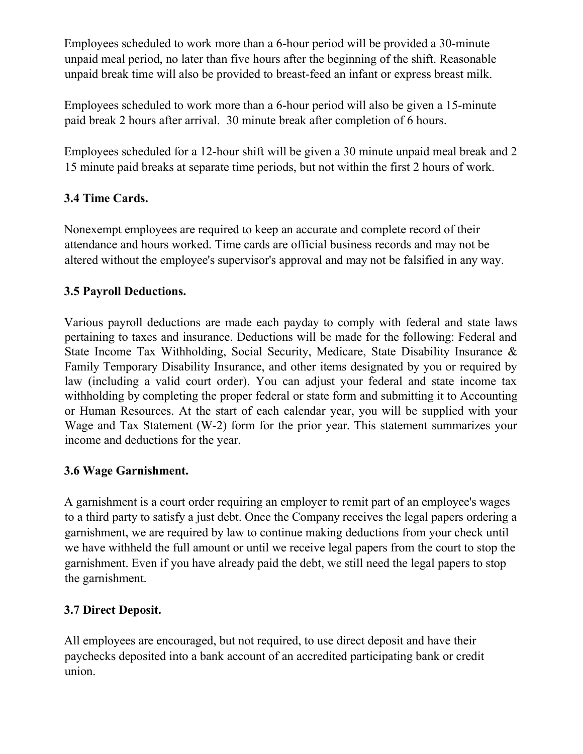Employees scheduled to work more than a 6-hour period will be provided a 30-minute unpaid meal period, no later than five hours after the beginning of the shift. Reasonable unpaid break time will also be provided to breast-feed an infant or express breast milk.

Employees scheduled to work more than a 6-hour period will also be given a 15-minute paid break 2 hours after arrival. 30 minute break after completion of 6 hours.

Employees scheduled for a 12-hour shift will be given a 30 minute unpaid meal break and 2 15 minute paid breaks at separate time periods, but not within the first 2 hours of work.

### 3.4 Time Cards.

Nonexempt employees are required to keep an accurate and complete record of their attendance and hours worked. Time cards are official business records and may not be altered without the employee's supervisor's approval and may not be falsified in any way.

### 3.5 Payroll Deductions.

Various payroll deductions are made each payday to comply with federal and state laws pertaining to taxes and insurance. Deductions will be made for the following: Federal and State Income Tax Withholding, Social Security, Medicare, State Disability Insurance & Family Temporary Disability Insurance, and other items designated by you or required by law (including a valid court order). You can adjust your federal and state income tax withholding by completing the proper federal or state form and submitting it to Accounting or Human Resources. At the start of each calendar year, you will be supplied with your Wage and Tax Statement (W-2) form for the prior year. This statement summarizes your income and deductions for the year.

### 3.6 Wage Garnishment.

A garnishment is a court order requiring an employer to remit part of an employee's wages to a third party to satisfy a just debt. Once the Company receives the legal papers ordering a garnishment, we are required by law to continue making deductions from your check until we have withheld the full amount or until we receive legal papers from the court to stop the garnishment. Even if you have already paid the debt, we still need the legal papers to stop the garnishment.

### 3.7 Direct Deposit.

All employees are encouraged, but not required, to use direct deposit and have their paychecks deposited into a bank account of an accredited participating bank or credit union.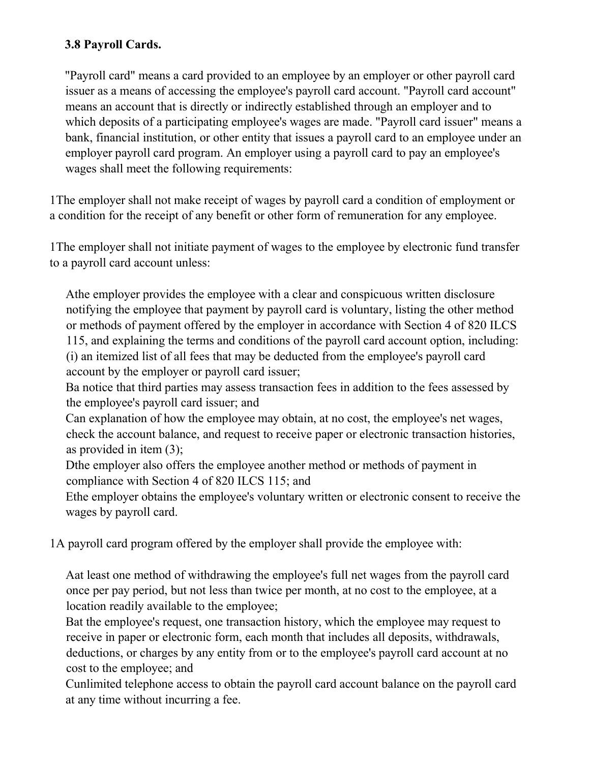**3.8 Payroll Cards.**

"Payroll card" means a card provided to an employee by an employer or other payroll card issuer as a means of accessing the employee's payroll card account. "Payroll card account" means an account that is directly or indirectly established through an employer and to which deposits of a participating employee's wages are made. "Payroll card issuer" means a bank, financial institution, or other entity that issues a payroll card to an employee under an employer payroll card program. An employer using a payroll card to pay an employee's wages shall meet the following requirements:

1The employer shall not make receipt of wages by payroll card a condition of employment or a condition for the receipt of any benefit or other form of remuneration for any employee.

1The employer shall not initiate payment of wages to the employee by electronic fund transfer to a payroll card account unless:

Athe employer provides the employee with a clear and conspicuous written disclosure notifying the employee that payment by payroll card is voluntary, listing the other method or methods of payment offered by the employer in accordance with Section 4 of 820 ILCS 115, and explaining the terms and conditions of the payroll card account option, including: (i) an itemized list of all fees that may be deducted from the employee's payroll card account by the employer or payroll card issuer;
Ba notice that third parties may assess transaction fees in addition to the fees assessed by the employee's payroll card issuer; and
Can explanation of how the employee may obtain, at no cost, the employee's net wages, check the account balance, and request to receive paper or electronic transaction histories, as provided in item (3);
Dthe employer also offers the employee another method or methods of payment in compliance with Section 4 of 820 ILCS 115; and
Ethe employer obtains the employee's voluntary written or electronic consent to receive the wages by payroll card.

1A payroll card program offered by the employer shall provide the employee with:

Aat least one method of withdrawing the employee's full net wages from the payroll card once per pay period, but not less than twice per month, at no cost to the employee, at a location readily available to the employee;
Bat the employee's request, one transaction history, which the employee may request to receive in paper or electronic form, each month that includes all deposits, withdrawals, deductions, or charges by any entity from or to the employee's payroll card account at no cost to the employee; and
Cunlimited telephone access to obtain the payroll card account balance on the payroll card at any time without incurring a fee.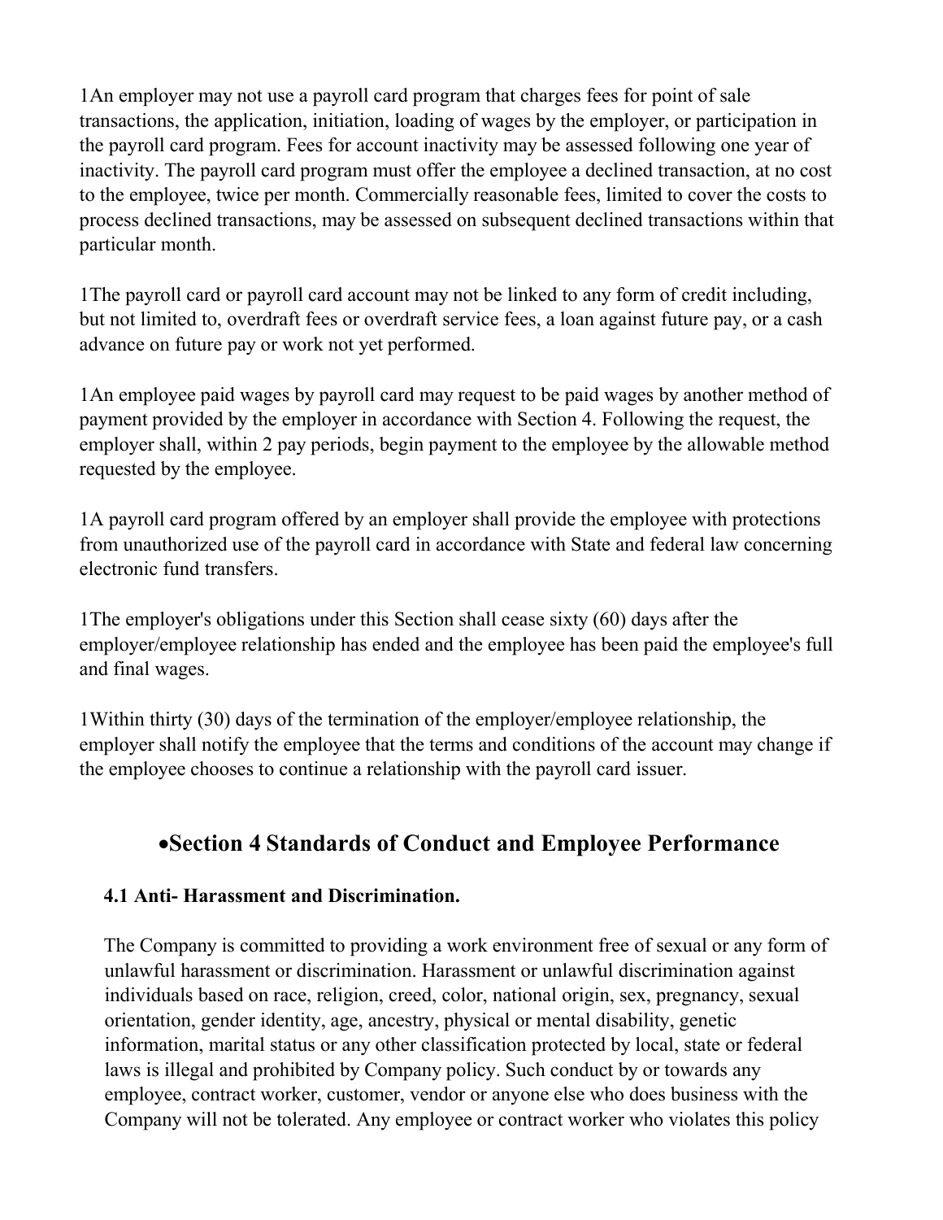1An employer may not use a payroll card program that charges fees for point of sale transactions, the application, initiation, loading of wages by the employer, or participation in the payroll card program. Fees for account inactivity may be assessed following one year of inactivity. The payroll card program must offer the employee a declined transaction, at no cost to the employee, twice per month. Commercially reasonable fees, limited to cover the costs to process declined transactions, may be assessed on subsequent declined transactions within that particular month.

1The payroll card or payroll card account may not be linked to any form of credit including, but not limited to, overdraft fees or overdraft service fees, a loan against future pay, or a cash advance on future pay or work not yet performed.

1An employee paid wages by payroll card may request to be paid wages by another method of payment provided by the employer in accordance with Section 4. Following the request, the employer shall, within 2 pay periods, begin payment to the employee by the allowable method requested by the employee.

1A payroll card program offered by an employer shall provide the employee with protections from unauthorized use of the payroll card in accordance with State and federal law concerning electronic fund transfers.

1The employer's obligations under this Section shall cease sixty (60) days after the employer/employee relationship has ended and the employee has been paid the employee's full and final wages.

1Within thirty (30) days of the termination of the employer/employee relationship, the employer shall notify the employee that the terms and conditions of the account may change if the employee chooses to continue a relationship with the payroll card issuer.

## •Section 4 Standards of Conduct and Employee Performance

### 4.1 Anti- Harassment and Discrimination.

The Company is committed to providing a work environment free of sexual or any form of unlawful harassment or discrimination. Harassment or unlawful discrimination against individuals based on race, religion, creed, color, national origin, sex, pregnancy, sexual orientation, gender identity, age, ancestry, physical or mental disability, genetic information, marital status or any other classification protected by local, state or federal laws is illegal and prohibited by Company policy. Such conduct by or towards any employee, contract worker, customer, vendor or anyone else who does business with the Company will not be tolerated. Any employee or contract worker who violates this policy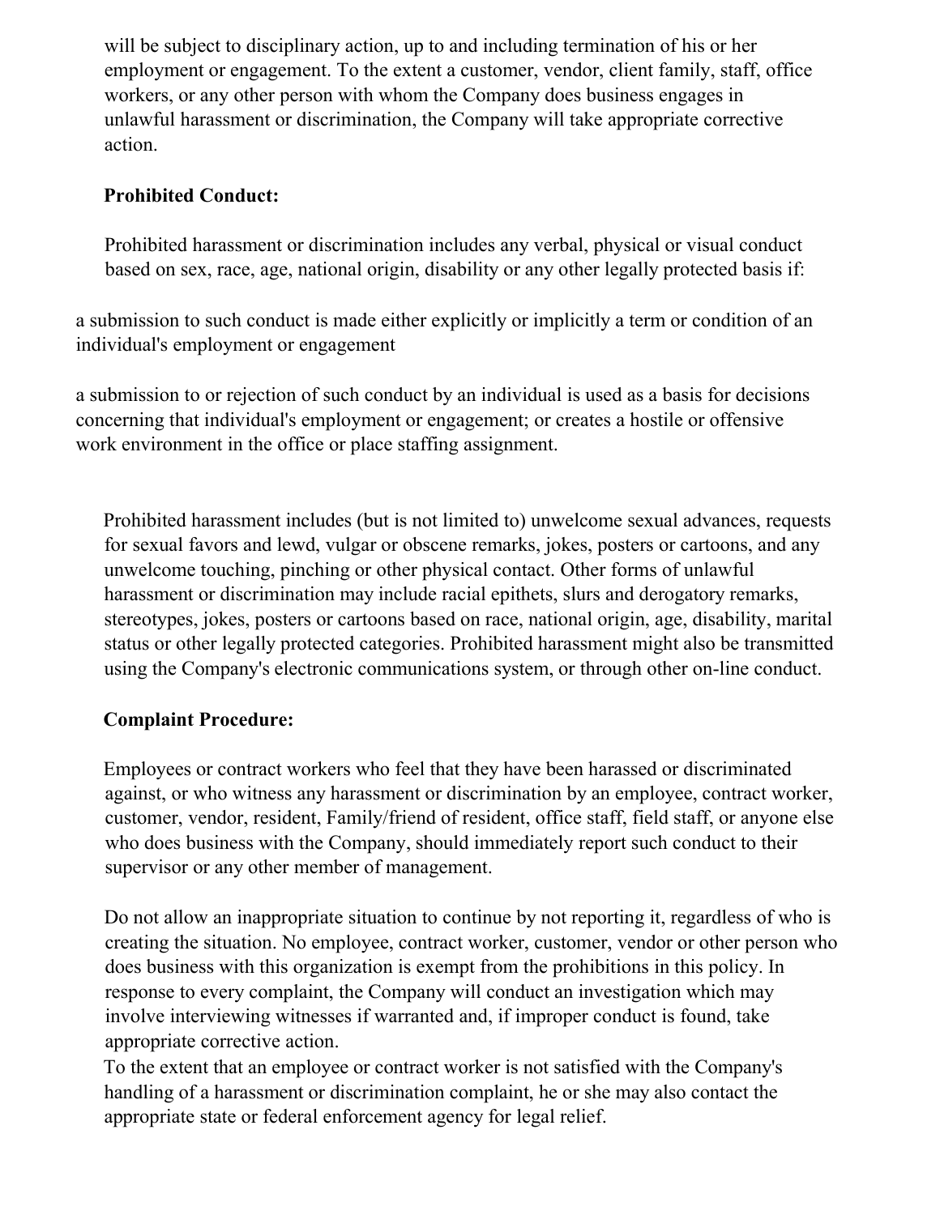will be subject to disciplinary action, up to and including termination of his or her employment or engagement. To the extent a customer, vendor, client family, staff, office workers, or any other person with whom the Company does business engages in unlawful harassment or discrimination, the Company will take appropriate corrective action.

**Prohibited Conduct:**

Prohibited harassment or discrimination includes any verbal, physical or visual conduct based on sex, race, age, national origin, disability or any other legally protected basis if:

a submission to such conduct is made either explicitly or implicitly a term or condition of an individual's employment or engagement

a submission to or rejection of such conduct by an individual is used as a basis for decisions concerning that individual's employment or engagement; or creates a hostile or offensive work environment in the office or place staffing assignment.

Prohibited harassment includes (but is not limited to) unwelcome sexual advances, requests for sexual favors and lewd, vulgar or obscene remarks, jokes, posters or cartoons, and any unwelcome touching, pinching or other physical contact. Other forms of unlawful harassment or discrimination may include racial epithets, slurs and derogatory remarks, stereotypes, jokes, posters or cartoons based on race, national origin, age, disability, marital status or other legally protected categories. Prohibited harassment might also be transmitted using the Company's electronic communications system, or through other on-line conduct.

**Complaint Procedure:**

Employees or contract workers who feel that they have been harassed or discriminated against, or who witness any harassment or discrimination by an employee, contract worker, customer, vendor, resident, Family/friend of resident, office staff, field staff, or anyone else who does business with the Company, should immediately report such conduct to their supervisor or any other member of management.

Do not allow an inappropriate situation to continue by not reporting it, regardless of who is creating the situation. No employee, contract worker, customer, vendor or other person who does business with this organization is exempt from the prohibitions in this policy. In response to every complaint, the Company will conduct an investigation which may involve interviewing witnesses if warranted and, if improper conduct is found, take appropriate corrective action.

To the extent that an employee or contract worker is not satisfied with the Company's handling of a harassment or discrimination complaint, he or she may also contact the appropriate state or federal enforcement agency for legal relief.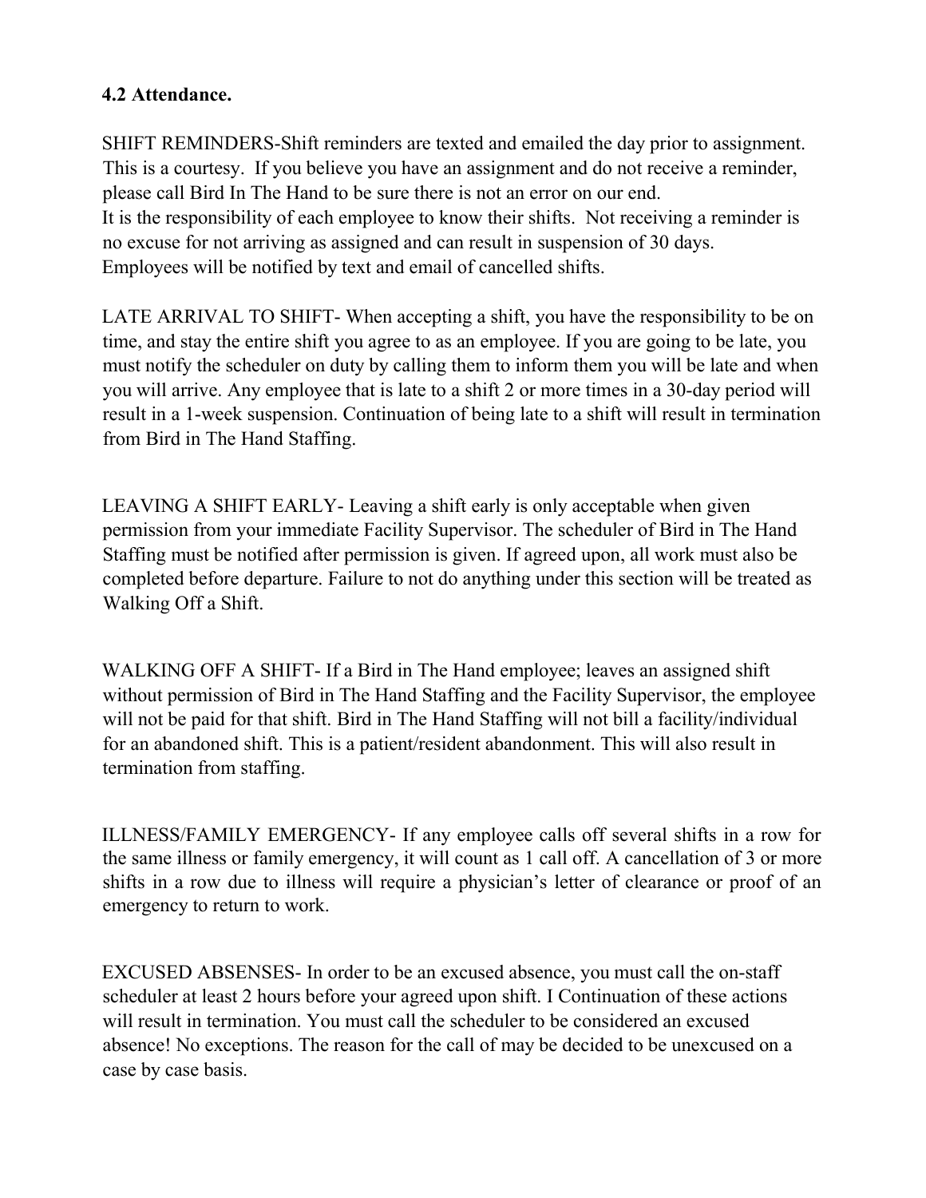**4.2 Attendance.**

SHIFT REMINDERS-Shift reminders are texted and emailed the day prior to assignment. This is a courtesy. If you believe you have an assignment and do not receive a reminder, please call Bird In The Hand to be sure there is not an error on our end.
It is the responsibility of each employee to know their shifts. Not receiving a reminder is no excuse for not arriving as assigned and can result in suspension of 30 days.
Employees will be notified by text and email of cancelled shifts.

LATE ARRIVAL TO SHIFT- When accepting a shift, you have the responsibility to be on time, and stay the entire shift you agree to as an employee. If you are going to be late, you must notify the scheduler on duty by calling them to inform them you will be late and when you will arrive. Any employee that is late to a shift 2 or more times in a 30-day period will result in a 1-week suspension. Continuation of being late to a shift will result in termination from Bird in The Hand Staffing.

LEAVING A SHIFT EARLY- Leaving a shift early is only acceptable when given permission from your immediate Facility Supervisor. The scheduler of Bird in The Hand Staffing must be notified after permission is given. If agreed upon, all work must also be completed before departure. Failure to not do anything under this section will be treated as Walking Off a Shift.

WALKING OFF A SHIFT- If a Bird in The Hand employee; leaves an assigned shift without permission of Bird in The Hand Staffing and the Facility Supervisor, the employee will not be paid for that shift. Bird in The Hand Staffing will not bill a facility/individual for an abandoned shift. This is a patient/resident abandonment. This will also result in termination from staffing.

ILLNESS/FAMILY EMERGENCY- If any employee calls off several shifts in a row for the same illness or family emergency, it will count as 1 call off. A cancellation of 3 or more shifts in a row due to illness will require a physician's letter of clearance or proof of an emergency to return to work.

EXCUSED ABSENSES- In order to be an excused absence, you must call the on-staff scheduler at least 2 hours before your agreed upon shift. I Continuation of these actions will result in termination. You must call the scheduler to be considered an excused absence! No exceptions. The reason for the call of may be decided to be unexcused on a case by case basis.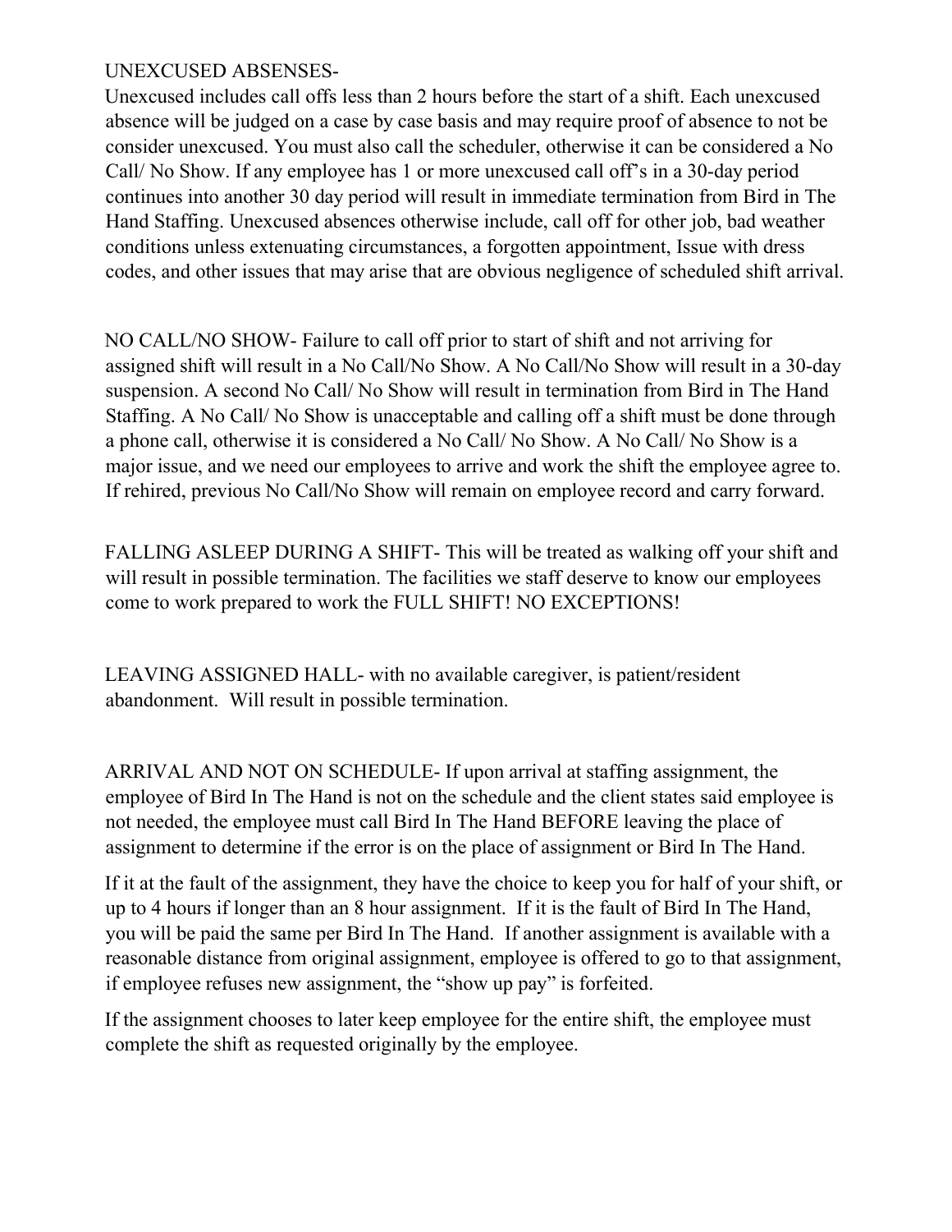UNEXCUSED ABSENSES-

Unexcused includes call offs less than 2 hours before the start of a shift. Each unexcused absence will be judged on a case by case basis and may require proof of absence to not be consider unexcused. You must also call the scheduler, otherwise it can be considered a No Call/ No Show. If any employee has 1 or more unexcused call off's in a 30-day period continues into another 30 day period will result in immediate termination from Bird in The Hand Staffing. Unexcused absences otherwise include, call off for other job, bad weather conditions unless extenuating circumstances, a forgotten appointment, Issue with dress codes, and other issues that may arise that are obvious negligence of scheduled shift arrival.

NO CALL/NO SHOW- Failure to call off prior to start of shift and not arriving for assigned shift will result in a No Call/No Show. A No Call/No Show will result in a 30-day suspension. A second No Call/ No Show will result in termination from Bird in The Hand Staffing. A No Call/ No Show is unacceptable and calling off a shift must be done through a phone call, otherwise it is considered a No Call/ No Show. A No Call/ No Show is a major issue, and we need our employees to arrive and work the shift the employee agree to. If rehired, previous No Call/No Show will remain on employee record and carry forward.

FALLING ASLEEP DURING A SHIFT- This will be treated as walking off your shift and will result in possible termination. The facilities we staff deserve to know our employees come to work prepared to work the FULL SHIFT! NO EXCEPTIONS!

LEAVING ASSIGNED HALL- with no available caregiver, is patient/resident abandonment. Will result in possible termination.

ARRIVAL AND NOT ON SCHEDULE- If upon arrival at staffing assignment, the employee of Bird In The Hand is not on the schedule and the client states said employee is not needed, the employee must call Bird In The Hand BEFORE leaving the place of assignment to determine if the error is on the place of assignment or Bird In The Hand.

If it at the fault of the assignment, they have the choice to keep you for half of your shift, or up to 4 hours if longer than an 8 hour assignment. If it is the fault of Bird In The Hand, you will be paid the same per Bird In The Hand. If another assignment is available with a reasonable distance from original assignment, employee is offered to go to that assignment, if employee refuses new assignment, the "show up pay" is forfeited.

If the assignment chooses to later keep employee for the entire shift, the employee must complete the shift as requested originally by the employee.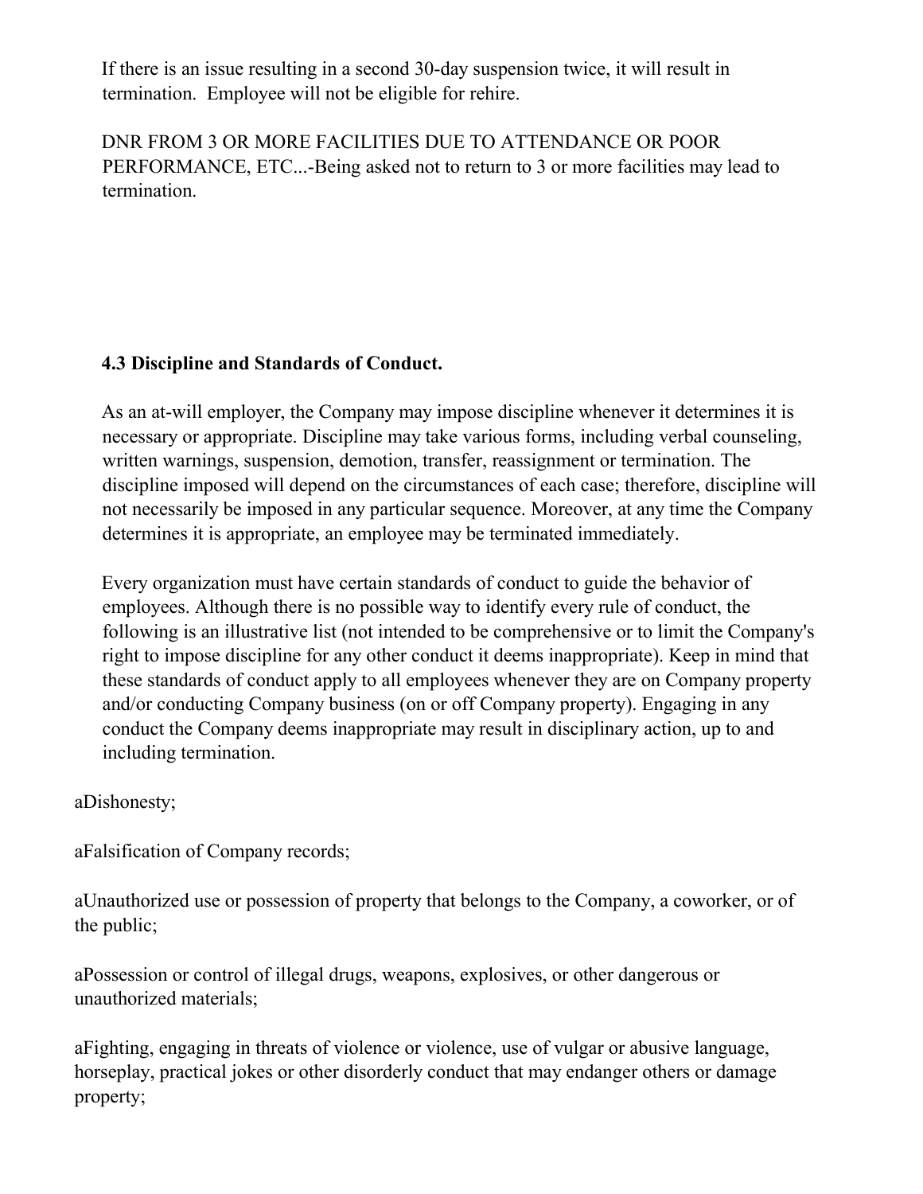If there is an issue resulting in a second 30-day suspension twice, it will result in termination. Employee will not be eligible for rehire.

DNR FROM 3 OR MORE FACILITIES DUE TO ATTENDANCE OR POOR PERFORMANCE, ETC...-Being asked not to return to 3 or more facilities may lead to termination.

**4.3 Discipline and Standards of Conduct.**

As an at-will employer, the Company may impose discipline whenever it determines it is necessary or appropriate. Discipline may take various forms, including verbal counseling, written warnings, suspension, demotion, transfer, reassignment or termination. The discipline imposed will depend on the circumstances of each case; therefore, discipline will not necessarily be imposed in any particular sequence. Moreover, at any time the Company determines it is appropriate, an employee may be terminated immediately.

Every organization must have certain standards of conduct to guide the behavior of employees. Although there is no possible way to identify every rule of conduct, the following is an illustrative list (not intended to be comprehensive or to limit the Company's right to impose discipline for any other conduct it deems inappropriate). Keep in mind that these standards of conduct apply to all employees whenever they are on Company property and/or conducting Company business (on or off Company property). Engaging in any conduct the Company deems inappropriate may result in disciplinary action, up to and including termination.

aDishonesty;

aFalsification of Company records;

aUnauthorized use or possession of property that belongs to the Company, a coworker, or of the public;

aPossession or control of illegal drugs, weapons, explosives, or other dangerous or unauthorized materials;

aFighting, engaging in threats of violence or violence, use of vulgar or abusive language, horseplay, practical jokes or other disorderly conduct that may endanger others or damage property;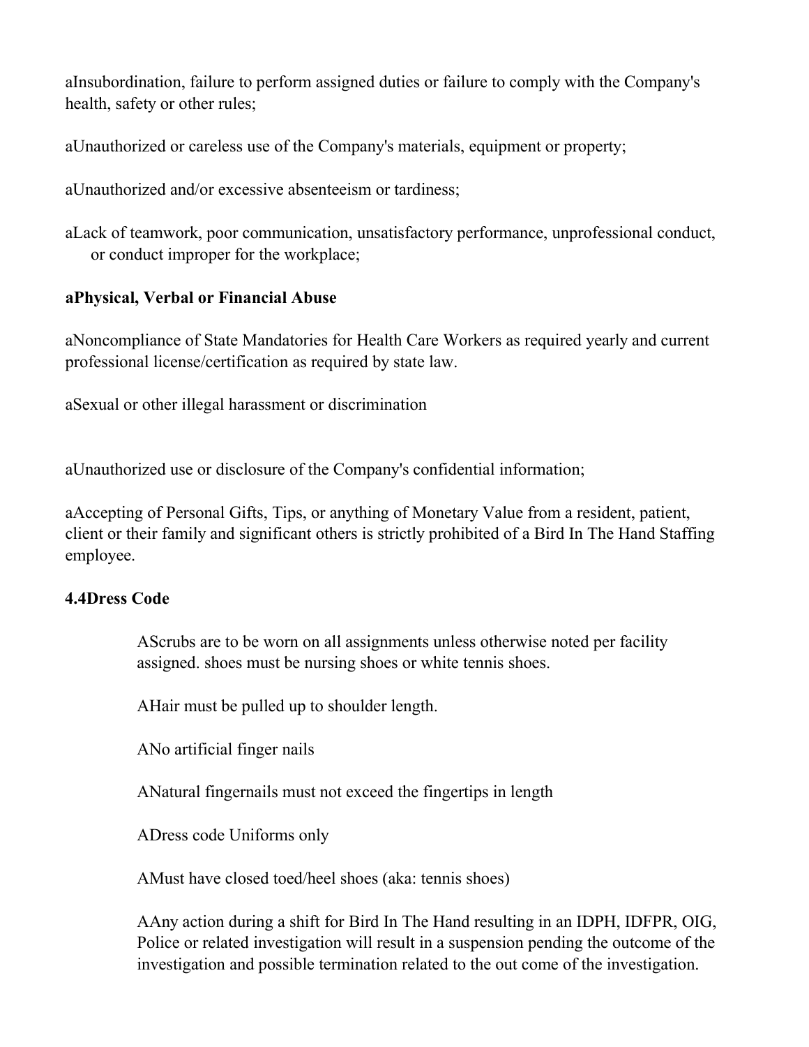aInsubordination, failure to perform assigned duties or failure to comply with the Company's health, safety or other rules;

aUnauthorized or careless use of the Company's materials, equipment or property;

aUnauthorized and/or excessive absenteeism or tardiness;

aLack of teamwork, poor communication, unsatisfactory performance, unprofessional conduct, or conduct improper for the workplace;

**aPhysical, Verbal or Financial Abuse**

aNoncompliance of State Mandatories for Health Care Workers as required yearly and current professional license/certification as required by state law.

aSexual or other illegal harassment or discrimination

aUnauthorized use or disclosure of the Company's confidential information;

aAccepting of Personal Gifts, Tips, or anything of Monetary Value from a resident, patient, client or their family and significant others is strictly prohibited of a Bird In The Hand Staffing employee.

**4.4Dress Code**

AScrubs are to be worn on all assignments unless otherwise noted per facility assigned. shoes must be nursing shoes or white tennis shoes.

AHair must be pulled up to shoulder length.

ANo artificial finger nails

ANatural fingernails must not exceed the fingertips in length

ADress code Uniforms only

AMust have closed toed/heel shoes (aka: tennis shoes)

AAny action during a shift for Bird In The Hand resulting in an IDPH, IDFPR, OIG, Police or related investigation will result in a suspension pending the outcome of the investigation and possible termination related to the out come of the investigation.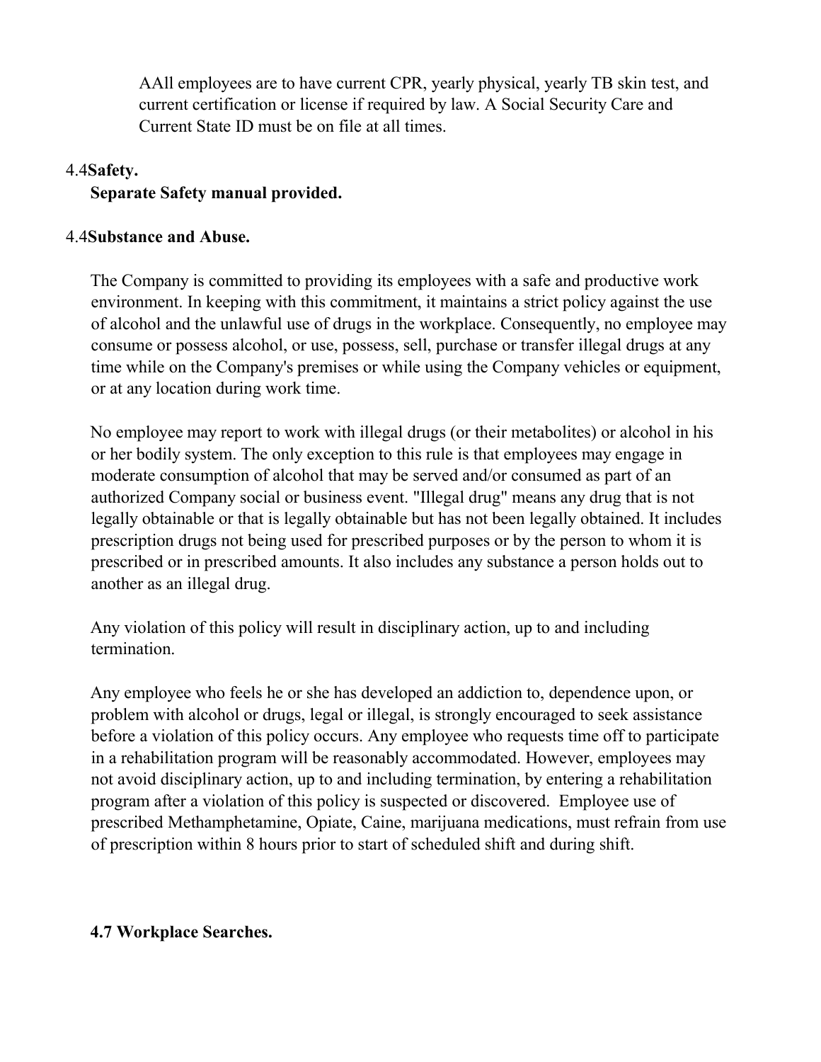AAll employees are to have current CPR, yearly physical, yearly TB skin test, and current certification or license if required by law. A Social Security Care and Current State ID must be on file at all times.

4.4**Safety.**

**Separate Safety manual provided.**

4.4**Substance and Abuse.**

The Company is committed to providing its employees with a safe and productive work environment. In keeping with this commitment, it maintains a strict policy against the use of alcohol and the unlawful use of drugs in the workplace. Consequently, no employee may consume or possess alcohol, or use, possess, sell, purchase or transfer illegal drugs at any time while on the Company's premises or while using the Company vehicles or equipment, or at any location during work time.

No employee may report to work with illegal drugs (or their metabolites) or alcohol in his or her bodily system. The only exception to this rule is that employees may engage in moderate consumption of alcohol that may be served and/or consumed as part of an authorized Company social or business event. "Illegal drug" means any drug that is not legally obtainable or that is legally obtainable but has not been legally obtained. It includes prescription drugs not being used for prescribed purposes or by the person to whom it is prescribed or in prescribed amounts. It also includes any substance a person holds out to another as an illegal drug.

Any violation of this policy will result in disciplinary action, up to and including termination.

Any employee who feels he or she has developed an addiction to, dependence upon, or problem with alcohol or drugs, legal or illegal, is strongly encouraged to seek assistance before a violation of this policy occurs. Any employee who requests time off to participate in a rehabilitation program will be reasonably accommodated. However, employees may not avoid disciplinary action, up to and including termination, by entering a rehabilitation program after a violation of this policy is suspected or discovered. Employee use of prescribed Methamphetamine, Opiate, Caine, marijuana medications, must refrain from use of prescription within 8 hours prior to start of scheduled shift and during shift.

**4.7 Workplace Searches.**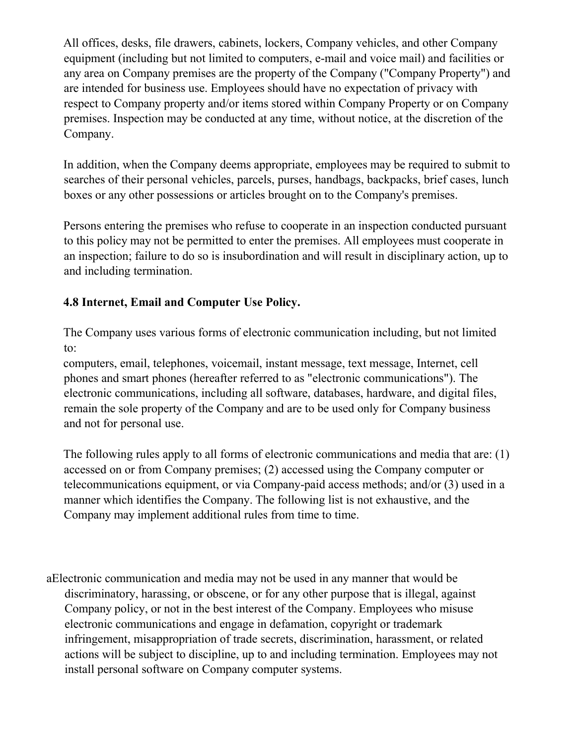All offices, desks, file drawers, cabinets, lockers, Company vehicles, and other Company equipment (including but not limited to computers, e-mail and voice mail) and facilities or any area on Company premises are the property of the Company ("Company Property") and are intended for business use. Employees should have no expectation of privacy with respect to Company property and/or items stored within Company Property or on Company premises. Inspection may be conducted at any time, without notice, at the discretion of the Company.

In addition, when the Company deems appropriate, employees may be required to submit to searches of their personal vehicles, parcels, purses, handbags, backpacks, brief cases, lunch boxes or any other possessions or articles brought on to the Company's premises.

Persons entering the premises who refuse to cooperate in an inspection conducted pursuant to this policy may not be permitted to enter the premises. All employees must cooperate in an inspection; failure to do so is insubordination and will result in disciplinary action, up to and including termination.

**4.8 Internet, Email and Computer Use Policy.**

The Company uses various forms of electronic communication including, but not limited to:
computers, email, telephones, voicemail, instant message, text message, Internet, cell phones and smart phones (hereafter referred to as "electronic communications"). The electronic communications, including all software, databases, hardware, and digital files, remain the sole property of the Company and are to be used only for Company business and not for personal use.

The following rules apply to all forms of electronic communications and media that are: (1) accessed on or from Company premises; (2) accessed using the Company computer or telecommunications equipment, or via Company-paid access methods; and/or (3) used in a manner which identifies the Company. The following list is not exhaustive, and the Company may implement additional rules from time to time.

a. Electronic communication and media may not be used in any manner that would be discriminatory, harassing, or obscene, or for any other purpose that is illegal, against Company policy, or not in the best interest of the Company. Employees who misuse electronic communications and engage in defamation, copyright or trademark infringement, misappropriation of trade secrets, discrimination, harassment, or related actions will be subject to discipline, up to and including termination. Employees may not install personal software on Company computer systems.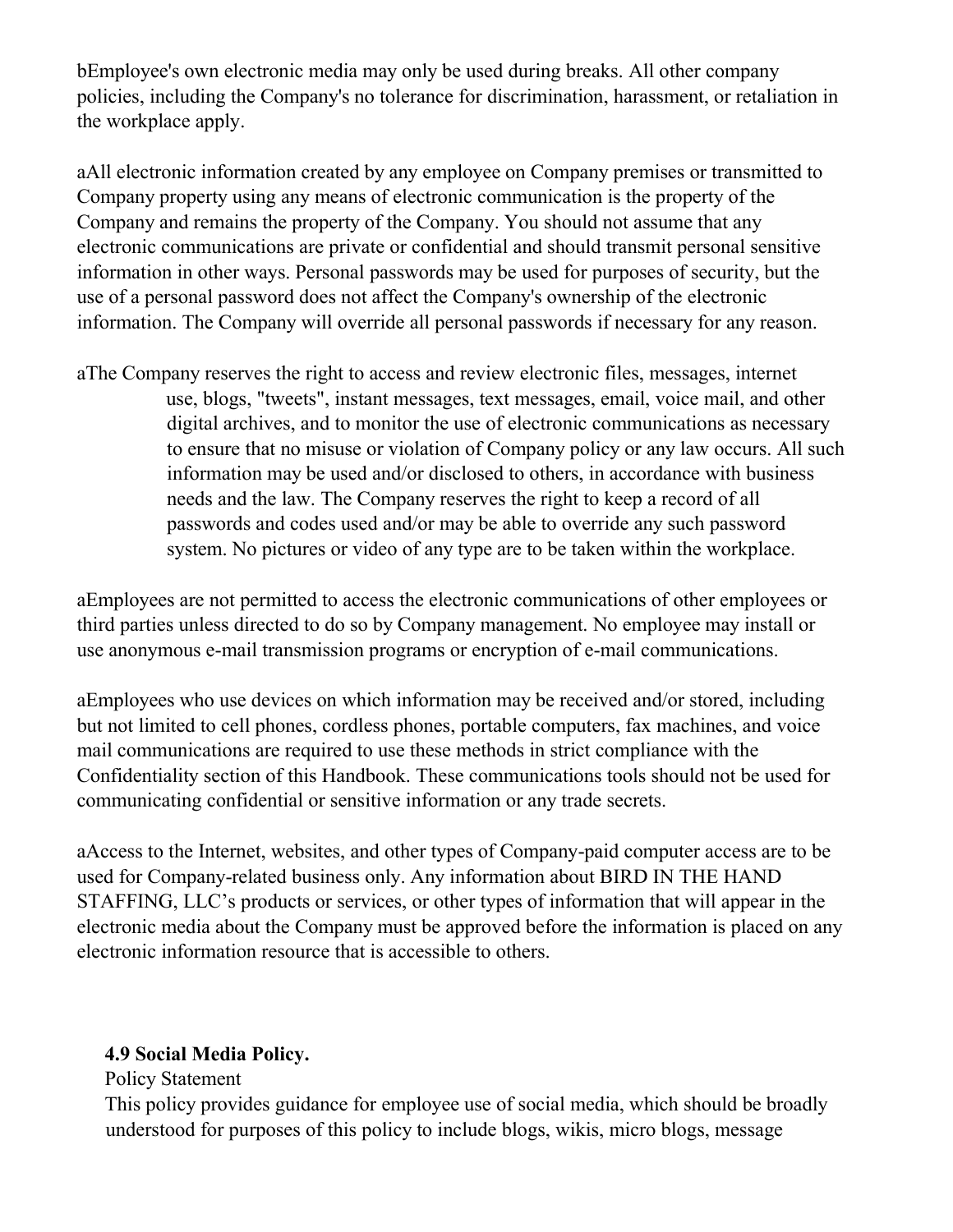bEmployee's own electronic media may only be used during breaks. All other company policies, including the Company's no tolerance for discrimination, harassment, or retaliation in the workplace apply.

aAll electronic information created by any employee on Company premises or transmitted to Company property using any means of electronic communication is the property of the Company and remains the property of the Company. You should not assume that any electronic communications are private or confidential and should transmit personal sensitive information in other ways. Personal passwords may be used for purposes of security, but the use of a personal password does not affect the Company's ownership of the electronic information. The Company will override all personal passwords if necessary for any reason.

aThe Company reserves the right to access and review electronic files, messages, internet use, blogs, "tweets", instant messages, text messages, email, voice mail, and other digital archives, and to monitor the use of electronic communications as necessary to ensure that no misuse or violation of Company policy or any law occurs. All such information may be used and/or disclosed to others, in accordance with business needs and the law. The Company reserves the right to keep a record of all passwords and codes used and/or may be able to override any such password system. No pictures or video of any type are to be taken within the workplace.

aEmployees are not permitted to access the electronic communications of other employees or third parties unless directed to do so by Company management. No employee may install or use anonymous e-mail transmission programs or encryption of e-mail communications.

aEmployees who use devices on which information may be received and/or stored, including but not limited to cell phones, cordless phones, portable computers, fax machines, and voice mail communications are required to use these methods in strict compliance with the Confidentiality section of this Handbook. These communications tools should not be used for communicating confidential or sensitive information or any trade secrets.

aAccess to the Internet, websites, and other types of Company-paid computer access are to be used for Company-related business only. Any information about BIRD IN THE HAND STAFFING, LLC's products or services, or other types of information that will appear in the electronic media about the Company must be approved before the information is placed on any electronic information resource that is accessible to others.

**4.9 Social Media Policy.**

Policy Statement

This policy provides guidance for employee use of social media, which should be broadly understood for purposes of this policy to include blogs, wikis, micro blogs, message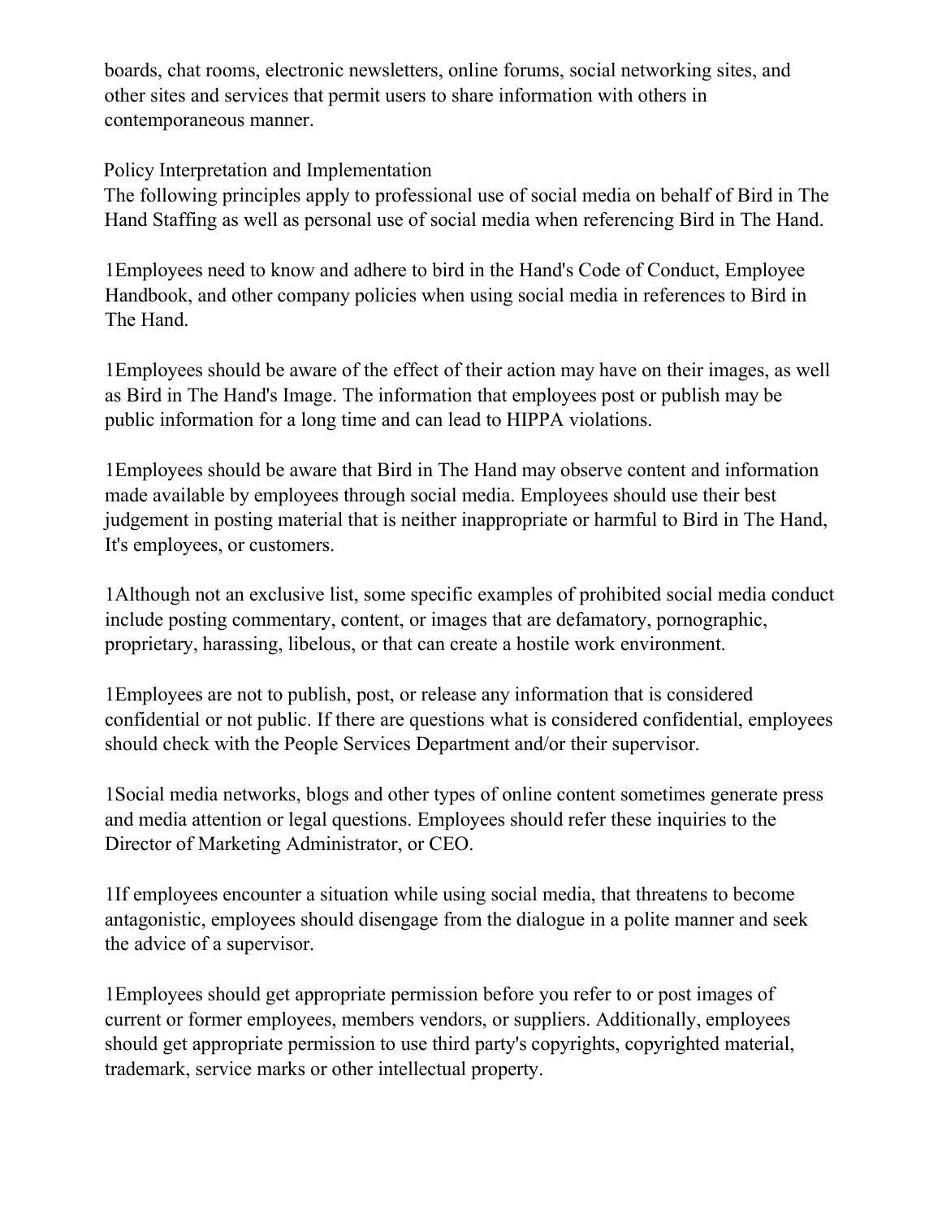boards, chat rooms, electronic newsletters, online forums, social networking sites, and other sites and services that permit users to share information with others in contemporaneous manner.

Policy Interpretation and Implementation
The following principles apply to professional use of social media on behalf of Bird in The Hand Staffing as well as personal use of social media when referencing Bird in The Hand.

1Employees need to know and adhere to bird in the Hand's Code of Conduct, Employee Handbook, and other company policies when using social media in references to Bird in The Hand.

1Employees should be aware of the effect of their action may have on their images, as well as Bird in The Hand's Image. The information that employees post or publish may be public information for a long time and can lead to HIPPA violations.

1Employees should be aware that Bird in The Hand may observe content and information made available by employees through social media. Employees should use their best judgement in posting material that is neither inappropriate or harmful to Bird in The Hand, It's employees, or customers.

1Although not an exclusive list, some specific examples of prohibited social media conduct include posting commentary, content, or images that are defamatory, pornographic, proprietary, harassing, libelous, or that can create a hostile work environment.

1Employees are not to publish, post, or release any information that is considered confidential or not public. If there are questions what is considered confidential, employees should check with the People Services Department and/or their supervisor.

1Social media networks, blogs and other types of online content sometimes generate press and media attention or legal questions. Employees should refer these inquiries to the Director of Marketing Administrator, or CEO.

1If employees encounter a situation while using social media, that threatens to become antagonistic, employees should disengage from the dialogue in a polite manner and seek the advice of a supervisor.

1Employees should get appropriate permission before you refer to or post images of current or former employees, members vendors, or suppliers. Additionally, employees should get appropriate permission to use third party's copyrights, copyrighted material, trademark, service marks or other intellectual property.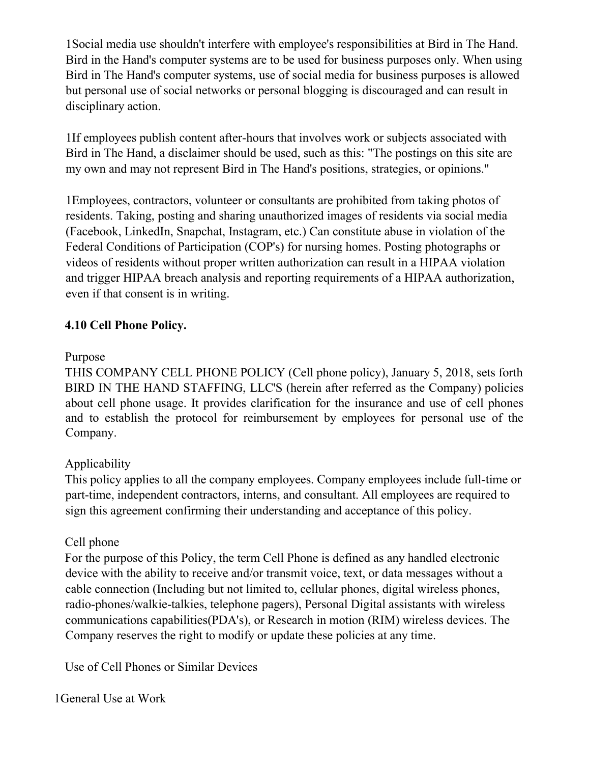1Social media use shouldn't interfere with employee's responsibilities at Bird in The Hand. Bird in the Hand's computer systems are to be used for business purposes only. When using Bird in The Hand's computer systems, use of social media for business purposes is allowed but personal use of social networks or personal blogging is discouraged and can result in disciplinary action.

1If employees publish content after-hours that involves work or subjects associated with Bird in The Hand, a disclaimer should be used, such as this: "The postings on this site are my own and may not represent Bird in The Hand's positions, strategies, or opinions."

1Employees, contractors, volunteer or consultants are prohibited from taking photos of residents. Taking, posting and sharing unauthorized images of residents via social media (Facebook, LinkedIn, Snapchat, Instagram, etc.) Can constitute abuse in violation of the Federal Conditions of Participation (COP's) for nursing homes. Posting photographs or videos of residents without proper written authorization can result in a HIPAA violation and trigger HIPAA breach analysis and reporting requirements of a HIPAA authorization, even if that consent is in writing.

**4.10 Cell Phone Policy.**

Purpose
THIS COMPANY CELL PHONE POLICY (Cell phone policy), January 5, 2018, sets forth BIRD IN THE HAND STAFFING, LLC'S (herein after referred as the Company) policies about cell phone usage. It provides clarification for the insurance and use of cell phones and to establish the protocol for reimbursement by employees for personal use of the Company.

Applicability
This policy applies to all the company employees. Company employees include full-time or part-time, independent contractors, interns, and consultant. All employees are required to sign this agreement confirming their understanding and acceptance of this policy.

Cell phone
For the purpose of this Policy, the term Cell Phone is defined as any handled electronic device with the ability to receive and/or transmit voice, text, or data messages without a cable connection (Including but not limited to, cellular phones, digital wireless phones, radio-phones/walkie-talkies, telephone pagers), Personal Digital assistants with wireless communications capabilities(PDA's), or Research in motion (RIM) wireless devices. The Company reserves the right to modify or update these policies at any time.

Use of Cell Phones or Similar Devices

1General Use at Work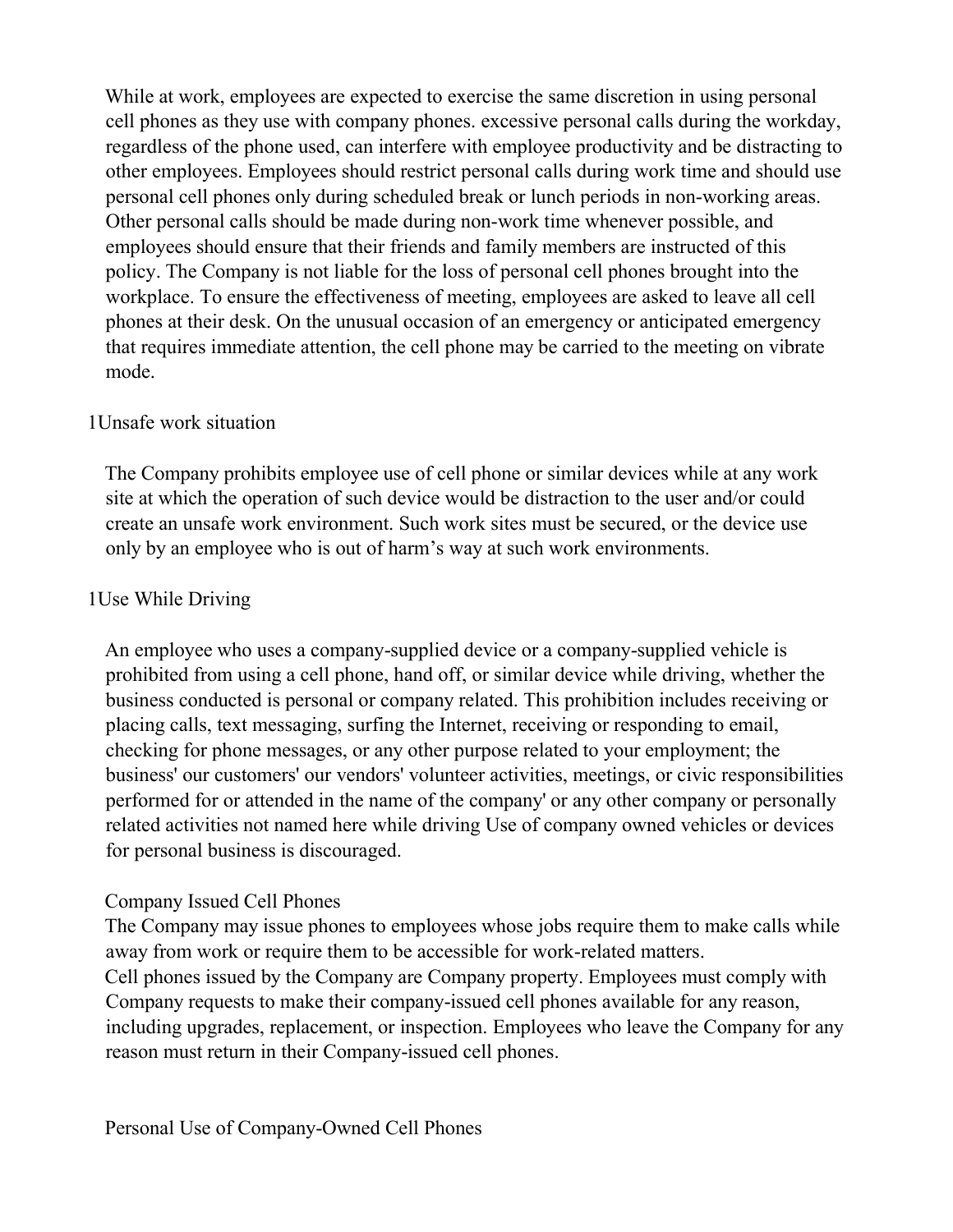While at work, employees are expected to exercise the same discretion in using personal cell phones as they use with company phones. excessive personal calls during the workday, regardless of the phone used, can interfere with employee productivity and be distracting to other employees. Employees should restrict personal calls during work time and should use personal cell phones only during scheduled break or lunch periods in non-working areas. Other personal calls should be made during non-work time whenever possible, and employees should ensure that their friends and family members are instructed of this policy. The Company is not liable for the loss of personal cell phones brought into the workplace. To ensure the effectiveness of meeting, employees are asked to leave all cell phones at their desk. On the unusual occasion of an emergency or anticipated emergency that requires immediate attention, the cell phone may be carried to the meeting on vibrate mode.

1Unsafe work situation

The Company prohibits employee use of cell phone or similar devices while at any work site at which the operation of such device would be distraction to the user and/or could create an unsafe work environment. Such work sites must be secured, or the device use only by an employee who is out of harm's way at such work environments.

1Use While Driving

An employee who uses a company-supplied device or a company-supplied vehicle is prohibited from using a cell phone, hand off, or similar device while driving, whether the business conducted is personal or company related. This prohibition includes receiving or placing calls, text messaging, surfing the Internet, receiving or responding to email, checking for phone messages, or any other purpose related to your employment; the business' our customers' our vendors' volunteer activities, meetings, or civic responsibilities performed for or attended in the name of the company' or any other company or personally related activities not named here while driving Use of company owned vehicles or devices for personal business is discouraged.

Company Issued Cell Phones

The Company may issue phones to employees whose jobs require them to make calls while away from work or require them to be accessible for work-related matters.

Cell phones issued by the Company are Company property. Employees must comply with Company requests to make their company-issued cell phones available for any reason, including upgrades, replacement, or inspection. Employees who leave the Company for any reason must return in their Company-issued cell phones.

Personal Use of Company-Owned Cell Phones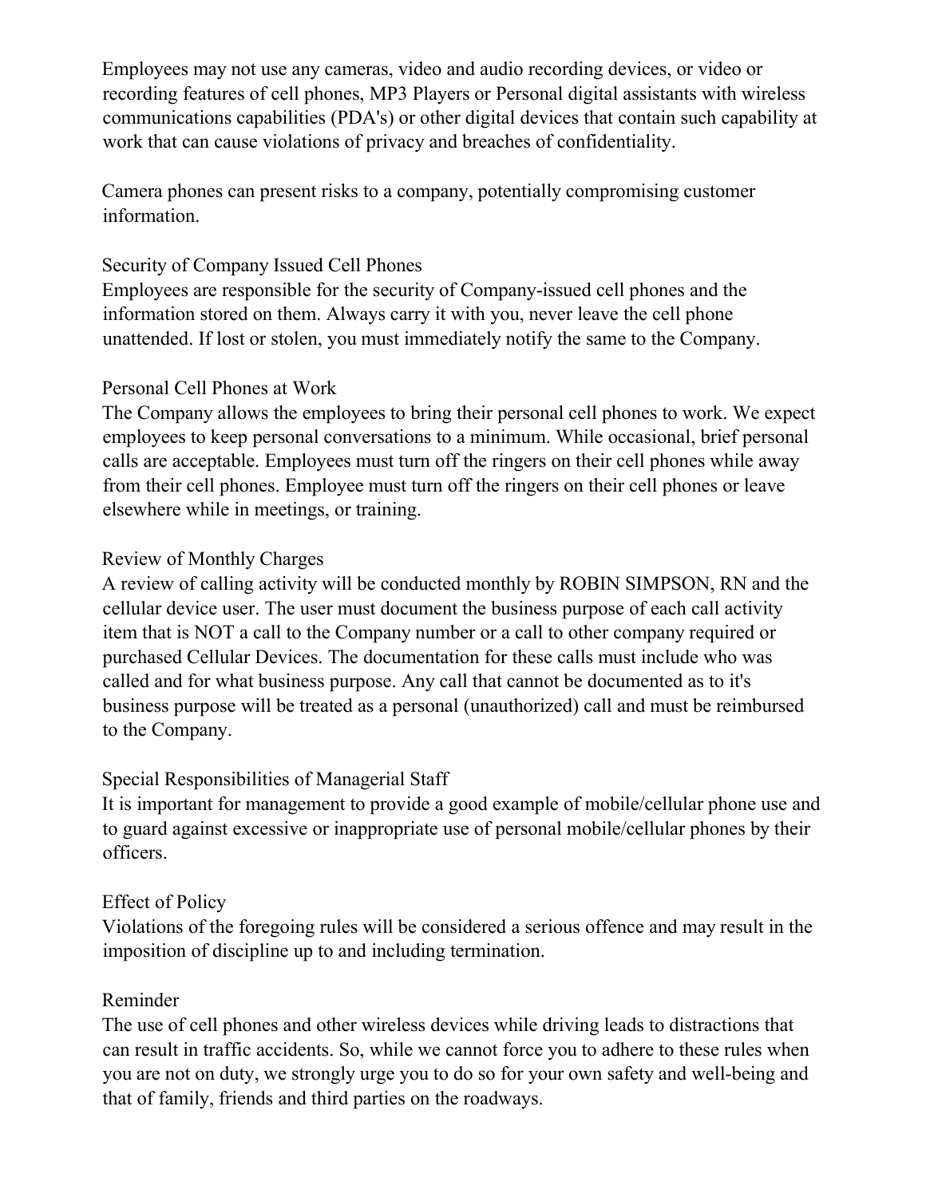Employees may not use any cameras, video and audio recording devices, or video or recording features of cell phones, MP3 Players or Personal digital assistants with wireless communications capabilities (PDA's) or other digital devices that contain such capability at work that can cause violations of privacy and breaches of confidentiality.

Camera phones can present risks to a company, potentially compromising customer information.

### Security of Company Issued Cell Phones

Employees are responsible for the security of Company-issued cell phones and the information stored on them. Always carry it with you, never leave the cell phone unattended. If lost or stolen, you must immediately notify the same to the Company.

### Personal Cell Phones at Work

The Company allows the employees to bring their personal cell phones to work. We expect employees to keep personal conversations to a minimum. While occasional, brief personal calls are acceptable. Employees must turn off the ringers on their cell phones while away from their cell phones. Employee must turn off the ringers on their cell phones or leave elsewhere while in meetings, or training.

### Review of Monthly Charges

A review of calling activity will be conducted monthly by ROBIN SIMPSON, RN and the cellular device user. The user must document the business purpose of each call activity item that is NOT a call to the Company number or a call to other company required or purchased Cellular Devices. The documentation for these calls must include who was called and for what business purpose. Any call that cannot be documented as to it's business purpose will be treated as a personal (unauthorized) call and must be reimbursed to the Company.

### Special Responsibilities of Managerial Staff

It is important for management to provide a good example of mobile/cellular phone use and to guard against excessive or inappropriate use of personal mobile/cellular phones by their officers.

### Effect of Policy

Violations of the foregoing rules will be considered a serious offence and may result in the imposition of discipline up to and including termination.

### Reminder

The use of cell phones and other wireless devices while driving leads to distractions that can result in traffic accidents. So, while we cannot force you to adhere to these rules when you are not on duty, we strongly urge you to do so for your own safety and well-being and that of family, friends and third parties on the roadways.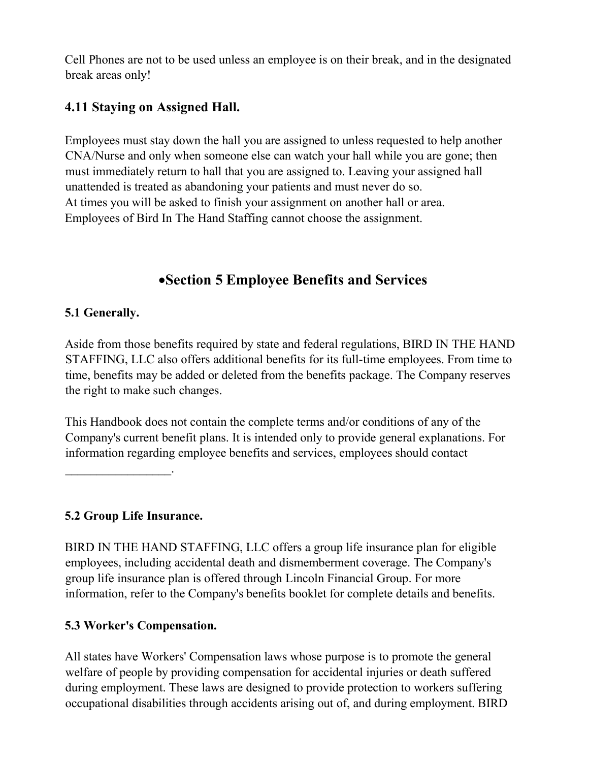Cell Phones are not to be used unless an employee is on their break, and in the designated break areas only!

### 4.11 Staying on Assigned Hall.

Employees must stay down the hall you are assigned to unless requested to help another CNA/Nurse and only when someone else can watch your hall while you are gone; then must immediately return to hall that you are assigned to. Leaving your assigned hall unattended is treated as abandoning your patients and must never do so.
At times you will be asked to finish your assignment on another hall or area.
Employees of Bird In The Hand Staffing cannot choose the assignment.

## •Section 5 Employee Benefits and Services

### 5.1 Generally.

Aside from those benefits required by state and federal regulations, BIRD IN THE HAND STAFFING, LLC also offers additional benefits for its full-time employees. From time to time, benefits may be added or deleted from the benefits package. The Company reserves the right to make such changes.

This Handbook does not contain the complete terms and/or conditions of any of the Company's current benefit plans. It is intended only to provide general explanations. For information regarding employee benefits and services, employees should contact _________________.

### 5.2 Group Life Insurance.

BIRD IN THE HAND STAFFING, LLC offers a group life insurance plan for eligible employees, including accidental death and dismemberment coverage. The Company's group life insurance plan is offered through Lincoln Financial Group. For more information, refer to the Company's benefits booklet for complete details and benefits.

### 5.3 Worker's Compensation.

All states have Workers' Compensation laws whose purpose is to promote the general welfare of people by providing compensation for accidental injuries or death suffered during employment. These laws are designed to provide protection to workers suffering occupational disabilities through accidents arising out of, and during employment. BIRD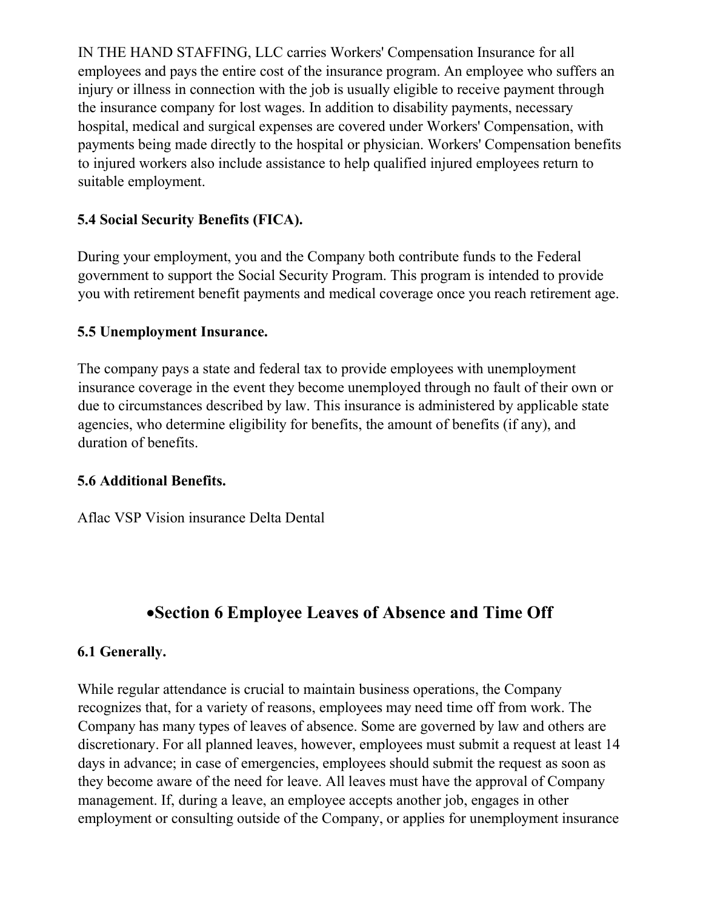IN THE HAND STAFFING, LLC carries Workers' Compensation Insurance for all employees and pays the entire cost of the insurance program. An employee who suffers an injury or illness in connection with the job is usually eligible to receive payment through the insurance company for lost wages. In addition to disability payments, necessary hospital, medical and surgical expenses are covered under Workers' Compensation, with payments being made directly to the hospital or physician. Workers' Compensation benefits to injured workers also include assistance to help qualified injured employees return to suitable employment.

### 5.4 Social Security Benefits (FICA).

During your employment, you and the Company both contribute funds to the Federal government to support the Social Security Program. This program is intended to provide you with retirement benefit payments and medical coverage once you reach retirement age.

### 5.5 Unemployment Insurance.

The company pays a state and federal tax to provide employees with unemployment insurance coverage in the event they become unemployed through no fault of their own or due to circumstances described by law. This insurance is administered by applicable state agencies, who determine eligibility for benefits, the amount of benefits (if any), and duration of benefits.

### 5.6 Additional Benefits.

Aflac VSP Vision insurance Delta Dental

## •Section 6 Employee Leaves of Absence and Time Off

### 6.1 Generally.

While regular attendance is crucial to maintain business operations, the Company recognizes that, for a variety of reasons, employees may need time off from work. The Company has many types of leaves of absence. Some are governed by law and others are discretionary. For all planned leaves, however, employees must submit a request at least 14 days in advance; in case of emergencies, employees should submit the request as soon as they become aware of the need for leave. All leaves must have the approval of Company management. If, during a leave, an employee accepts another job, engages in other employment or consulting outside of the Company, or applies for unemployment insurance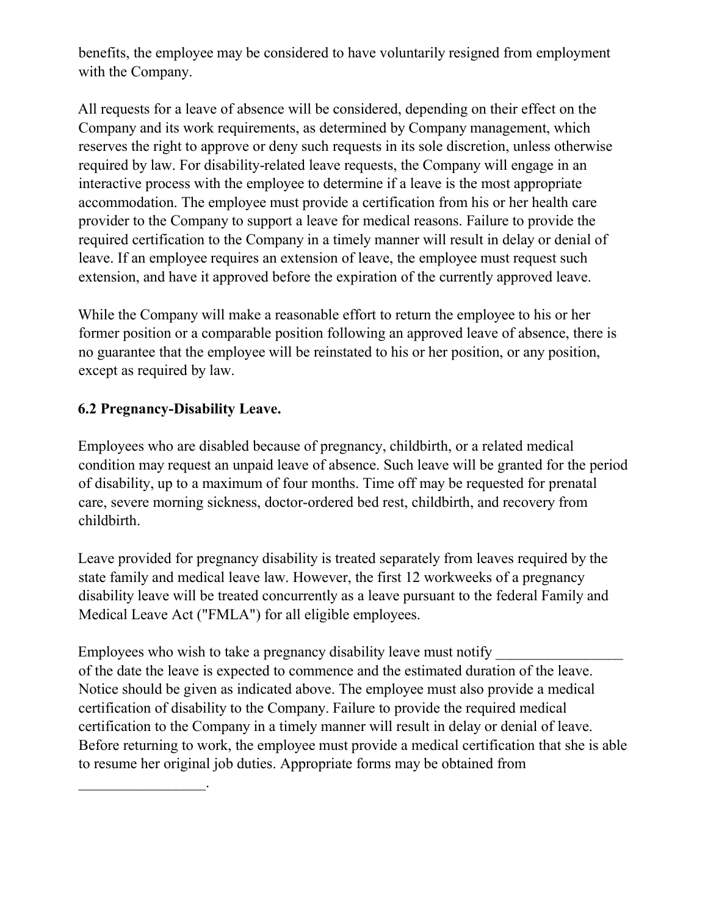benefits, the employee may be considered to have voluntarily resigned from employment with the Company.

All requests for a leave of absence will be considered, depending on their effect on the Company and its work requirements, as determined by Company management, which reserves the right to approve or deny such requests in its sole discretion, unless otherwise required by law. For disability-related leave requests, the Company will engage in an interactive process with the employee to determine if a leave is the most appropriate accommodation. The employee must provide a certification from his or her health care provider to the Company to support a leave for medical reasons. Failure to provide the required certification to the Company in a timely manner will result in delay or denial of leave. If an employee requires an extension of leave, the employee must request such extension, and have it approved before the expiration of the currently approved leave.

While the Company will make a reasonable effort to return the employee to his or her former position or a comparable position following an approved leave of absence, there is no guarantee that the employee will be reinstated to his or her position, or any position, except as required by law.

### 6.2 Pregnancy-Disability Leave.

Employees who are disabled because of pregnancy, childbirth, or a related medical condition may request an unpaid leave of absence. Such leave will be granted for the period of disability, up to a maximum of four months. Time off may be requested for prenatal care, severe morning sickness, doctor-ordered bed rest, childbirth, and recovery from childbirth.

Leave provided for pregnancy disability is treated separately from leaves required by the state family and medical leave law. However, the first 12 workweeks of a pregnancy disability leave will be treated concurrently as a leave pursuant to the federal Family and Medical Leave Act ("FMLA") for all eligible employees.

Employees who wish to take a pregnancy disability leave must notify _________________ of the date the leave is expected to commence and the estimated duration of the leave. Notice should be given as indicated above. The employee must also provide a medical certification of disability to the Company. Failure to provide the required medical certification to the Company in a timely manner will result in delay or denial of leave. Before returning to work, the employee must provide a medical certification that she is able to resume her original job duties. Appropriate forms may be obtained from _________________.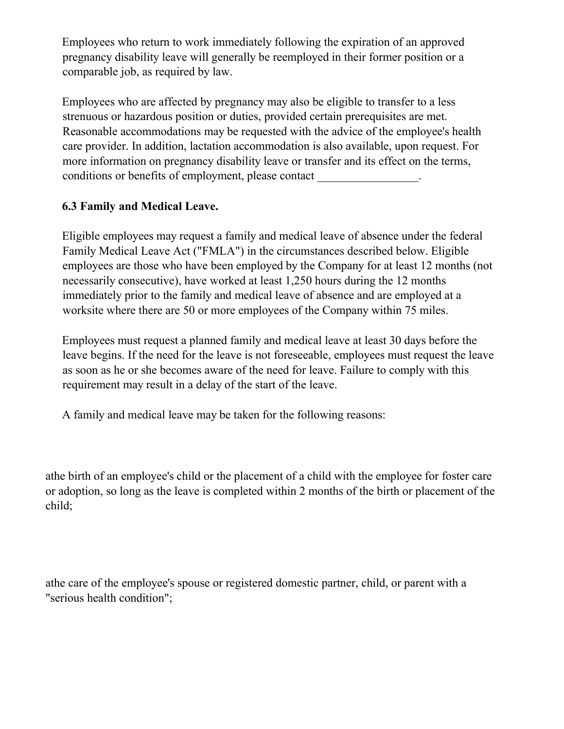Employees who return to work immediately following the expiration of an approved pregnancy disability leave will generally be reemployed in their former position or a comparable job, as required by law.

Employees who are affected by pregnancy may also be eligible to transfer to a less strenuous or hazardous position or duties, provided certain prerequisites are met. Reasonable accommodations may be requested with the advice of the employee's health care provider. In addition, lactation accommodation is also available, upon request. For more information on pregnancy disability leave or transfer and its effect on the terms, conditions or benefits of employment, please contact _________________.

**6.3 Family and Medical Leave.**

Eligible employees may request a family and medical leave of absence under the federal Family Medical Leave Act ("FMLA") in the circumstances described below. Eligible employees are those who have been employed by the Company for at least 12 months (not necessarily consecutive), have worked at least 1,250 hours during the 12 months immediately prior to the family and medical leave of absence and are employed at a worksite where there are 50 or more employees of the Company within 75 miles.

Employees must request a planned family and medical leave at least 30 days before the leave begins. If the need for the leave is not foreseeable, employees must request the leave as soon as he or she becomes aware of the need for leave. Failure to comply with this requirement may result in a delay of the start of the leave.

A family and medical leave may be taken for the following reasons:

athe birth of an employee's child or the placement of a child with the employee for foster care or adoption, so long as the leave is completed within 2 months of the birth or placement of the child;

athe care of the employee's spouse or registered domestic partner, child, or parent with a "serious health condition";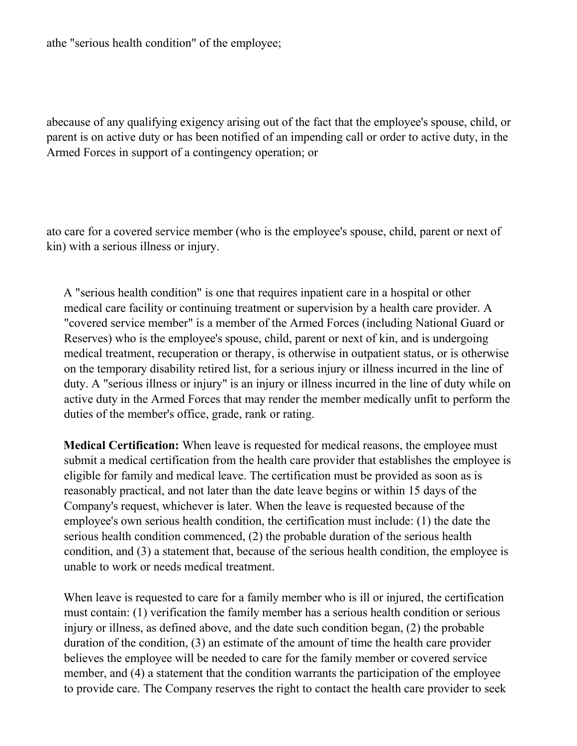athe "serious health condition" of the employee;

abecause of any qualifying exigency arising out of the fact that the employee's spouse, child, or parent is on active duty or has been notified of an impending call or order to active duty, in the Armed Forces in support of a contingency operation; or

ato care for a covered service member (who is the employee's spouse, child, parent or next of kin) with a serious illness or injury.

A "serious health condition" is one that requires inpatient care in a hospital or other medical care facility or continuing treatment or supervision by a health care provider. A "covered service member" is a member of the Armed Forces (including National Guard or Reserves) who is the employee's spouse, child, parent or next of kin, and is undergoing medical treatment, recuperation or therapy, is otherwise in outpatient status, or is otherwise on the temporary disability retired list, for a serious injury or illness incurred in the line of duty. A "serious illness or injury" is an injury or illness incurred in the line of duty while on active duty in the Armed Forces that may render the member medically unfit to perform the duties of the member's office, grade, rank or rating.

**Medical Certification:** When leave is requested for medical reasons, the employee must submit a medical certification from the health care provider that establishes the employee is eligible for family and medical leave. The certification must be provided as soon as is reasonably practical, and not later than the date leave begins or within 15 days of the Company's request, whichever is later. When the leave is requested because of the employee's own serious health condition, the certification must include: (1) the date the serious health condition commenced, (2) the probable duration of the serious health condition, and (3) a statement that, because of the serious health condition, the employee is unable to work or needs medical treatment.

When leave is requested to care for a family member who is ill or injured, the certification must contain: (1) verification the family member has a serious health condition or serious injury or illness, as defined above, and the date such condition began, (2) the probable duration of the condition, (3) an estimate of the amount of time the health care provider believes the employee will be needed to care for the family member or covered service member, and (4) a statement that the condition warrants the participation of the employee to provide care. The Company reserves the right to contact the health care provider to seek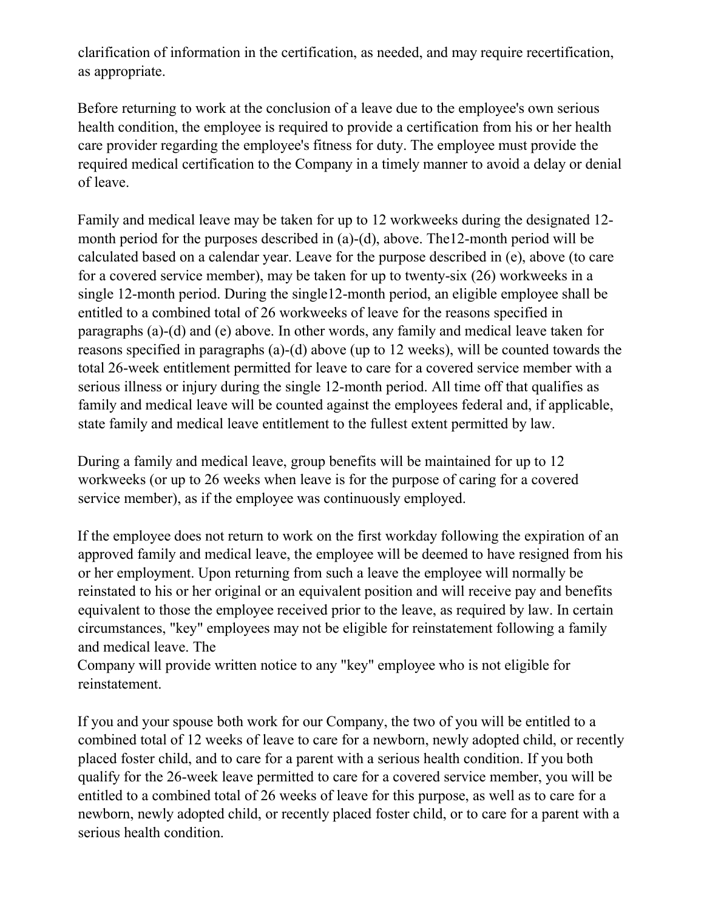clarification of information in the certification, as needed, and may require recertification, as appropriate.

Before returning to work at the conclusion of a leave due to the employee's own serious health condition, the employee is required to provide a certification from his or her health care provider regarding the employee's fitness for duty. The employee must provide the required medical certification to the Company in a timely manner to avoid a delay or denial of leave.

Family and medical leave may be taken for up to 12 workweeks during the designated 12-month period for the purposes described in (a)-(d), above. The12-month period will be calculated based on a calendar year. Leave for the purpose described in (e), above (to care for a covered service member), may be taken for up to twenty-six (26) workweeks in a single 12-month period. During the single12-month period, an eligible employee shall be entitled to a combined total of 26 workweeks of leave for the reasons specified in paragraphs (a)-(d) and (e) above. In other words, any family and medical leave taken for reasons specified in paragraphs (a)-(d) above (up to 12 weeks), will be counted towards the total 26-week entitlement permitted for leave to care for a covered service member with a serious illness or injury during the single 12-month period. All time off that qualifies as family and medical leave will be counted against the employees federal and, if applicable, state family and medical leave entitlement to the fullest extent permitted by law.

During a family and medical leave, group benefits will be maintained for up to 12 workweeks (or up to 26 weeks when leave is for the purpose of caring for a covered service member), as if the employee was continuously employed.

If the employee does not return to work on the first workday following the expiration of an approved family and medical leave, the employee will be deemed to have resigned from his or her employment. Upon returning from such a leave the employee will normally be reinstated to his or her original or an equivalent position and will receive pay and benefits equivalent to those the employee received prior to the leave, as required by law. In certain circumstances, "key" employees may not be eligible for reinstatement following a family and medical leave. The Company will provide written notice to any "key" employee who is not eligible for reinstatement.

If you and your spouse both work for our Company, the two of you will be entitled to a combined total of 12 weeks of leave to care for a newborn, newly adopted child, or recently placed foster child, and to care for a parent with a serious health condition. If you both qualify for the 26-week leave permitted to care for a covered service member, you will be entitled to a combined total of 26 weeks of leave for this purpose, as well as to care for a newborn, newly adopted child, or recently placed foster child, or to care for a parent with a serious health condition.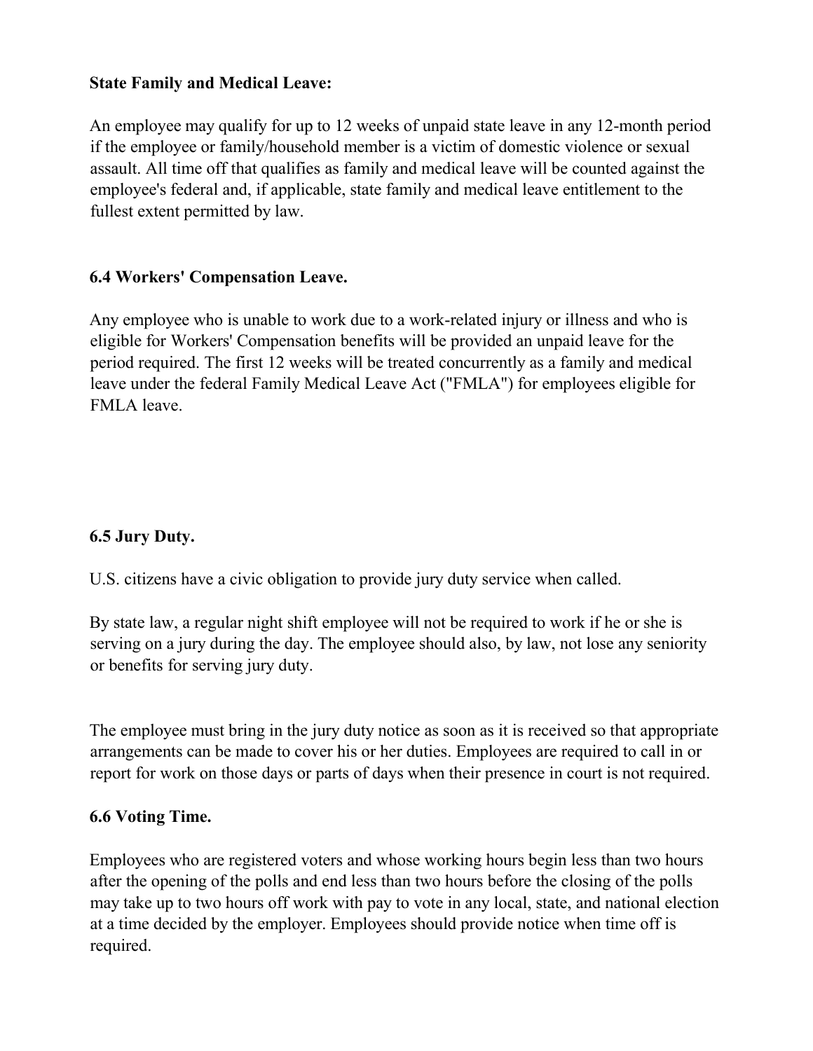**State Family and Medical Leave:**

An employee may qualify for up to 12 weeks of unpaid state leave in any 12-month period if the employee or family/household member is a victim of domestic violence or sexual assault. All time off that qualifies as family and medical leave will be counted against the employee's federal and, if applicable, state family and medical leave entitlement to the fullest extent permitted by law.

### 6.4 Workers' Compensation Leave.

Any employee who is unable to work due to a work-related injury or illness and who is eligible for Workers' Compensation benefits will be provided an unpaid leave for the period required. The first 12 weeks will be treated concurrently as a family and medical leave under the federal Family Medical Leave Act ("FMLA") for employees eligible for FMLA leave.

### 6.5 Jury Duty.

U.S. citizens have a civic obligation to provide jury duty service when called.

By state law, a regular night shift employee will not be required to work if he or she is serving on a jury during the day. The employee should also, by law, not lose any seniority or benefits for serving jury duty.

The employee must bring in the jury duty notice as soon as it is received so that appropriate arrangements can be made to cover his or her duties. Employees are required to call in or report for work on those days or parts of days when their presence in court is not required.

### 6.6 Voting Time.

Employees who are registered voters and whose working hours begin less than two hours after the opening of the polls and end less than two hours before the closing of the polls may take up to two hours off work with pay to vote in any local, state, and national election at a time decided by the employer. Employees should provide notice when time off is required.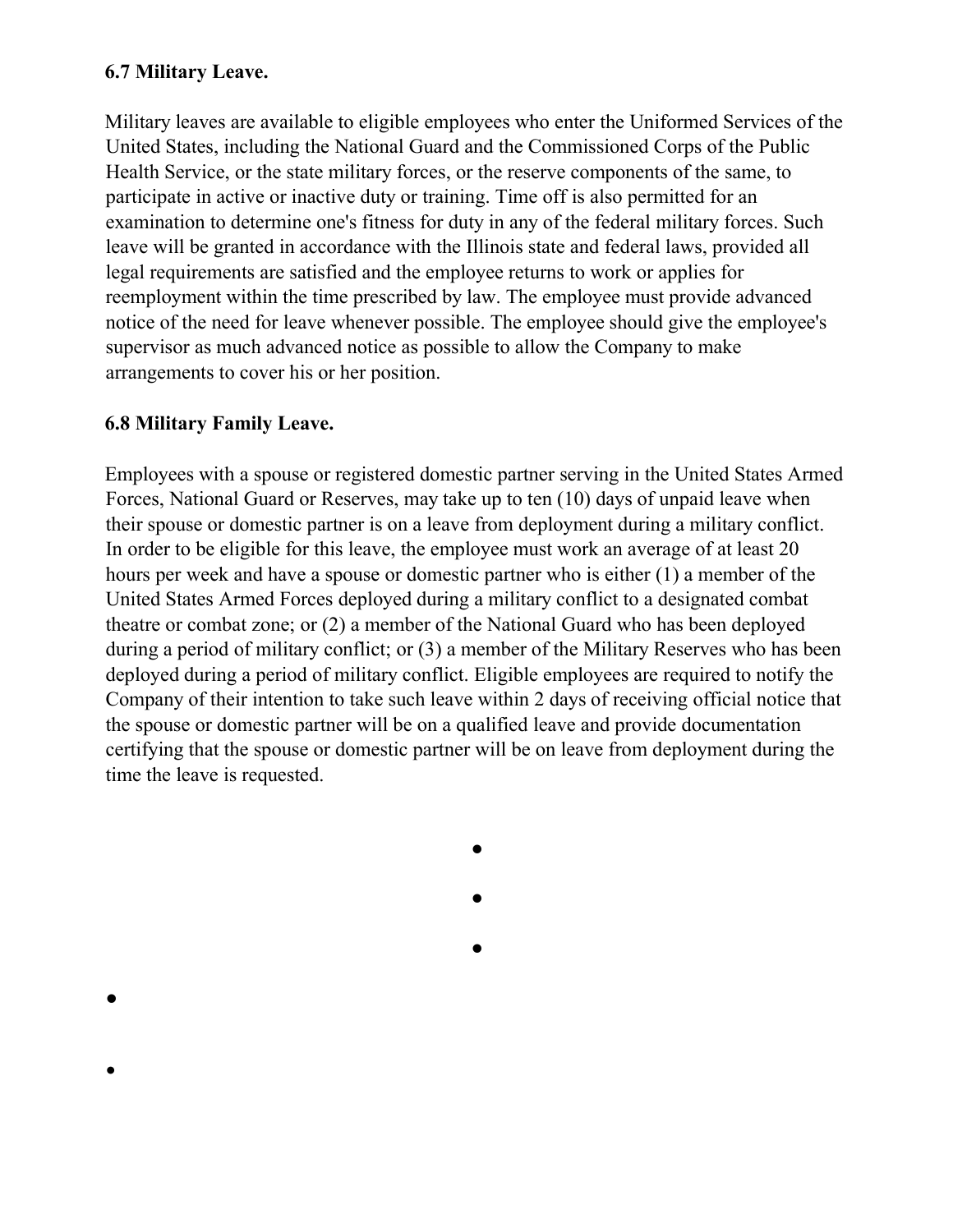**6.7 Military Leave.**

Military leaves are available to eligible employees who enter the Uniformed Services of the United States, including the National Guard and the Commissioned Corps of the Public Health Service, or the state military forces, or the reserve components of the same, to participate in active or inactive duty or training. Time off is also permitted for an examination to determine one's fitness for duty in any of the federal military forces. Such leave will be granted in accordance with the Illinois state and federal laws, provided all legal requirements are satisfied and the employee returns to work or applies for reemployment within the time prescribed by law. The employee must provide advanced notice of the need for leave whenever possible. The employee should give the employee's supervisor as much advanced notice as possible to allow the Company to make arrangements to cover his or her position.

**6.8 Military Family Leave.**

Employees with a spouse or registered domestic partner serving in the United States Armed Forces, National Guard or Reserves, may take up to ten (10) days of unpaid leave when their spouse or domestic partner is on a leave from deployment during a military conflict. In order to be eligible for this leave, the employee must work an average of at least 20 hours per week and have a spouse or domestic partner who is either (1) a member of the United States Armed Forces deployed during a military conflict to a designated combat theatre or combat zone; or (2) a member of the National Guard who has been deployed during a period of military conflict; or (3) a member of the Military Reserves who has been deployed during a period of military conflict. Eligible employees are required to notify the Company of their intention to take such leave within 2 days of receiving official notice that the spouse or domestic partner will be on a qualified leave and provide documentation certifying that the spouse or domestic partner will be on leave from deployment during the time the leave is requested.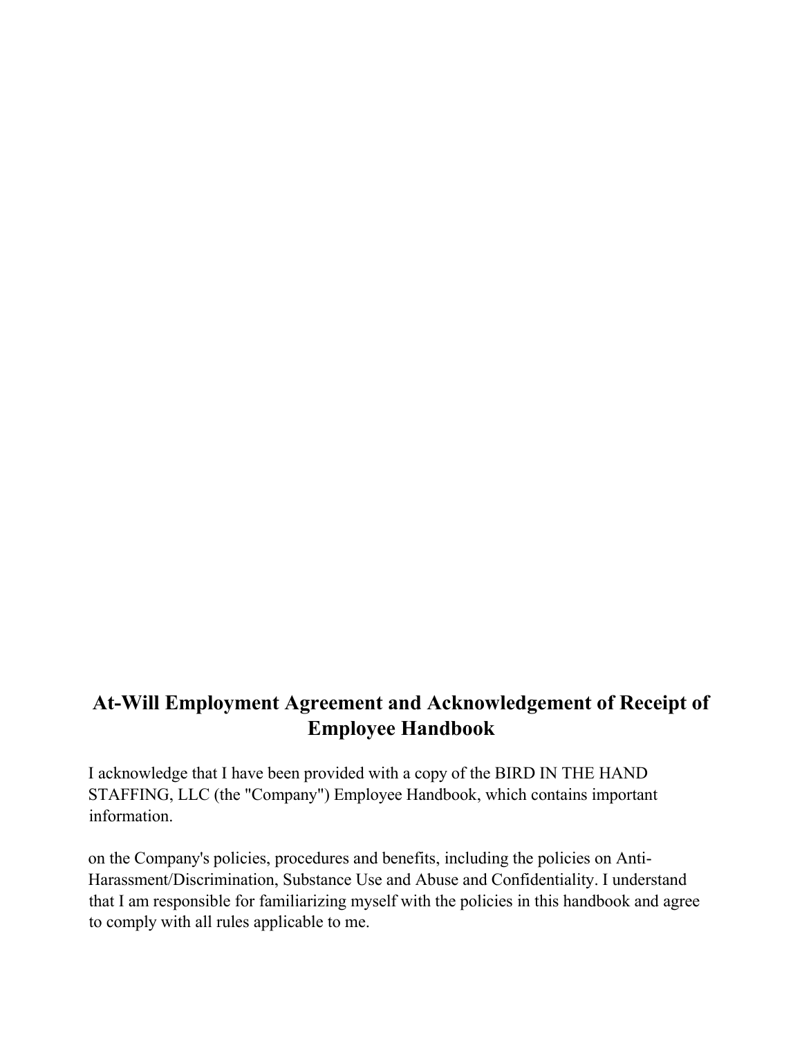## At-Will Employment Agreement and Acknowledgement of Receipt of Employee Handbook

I acknowledge that I have been provided with a copy of the BIRD IN THE HAND STAFFING, LLC (the "Company") Employee Handbook, which contains important information.

on the Company's policies, procedures and benefits, including the policies on Anti-Harassment/Discrimination, Substance Use and Abuse and Confidentiality. I understand that I am responsible for familiarizing myself with the policies in this handbook and agree to comply with all rules applicable to me.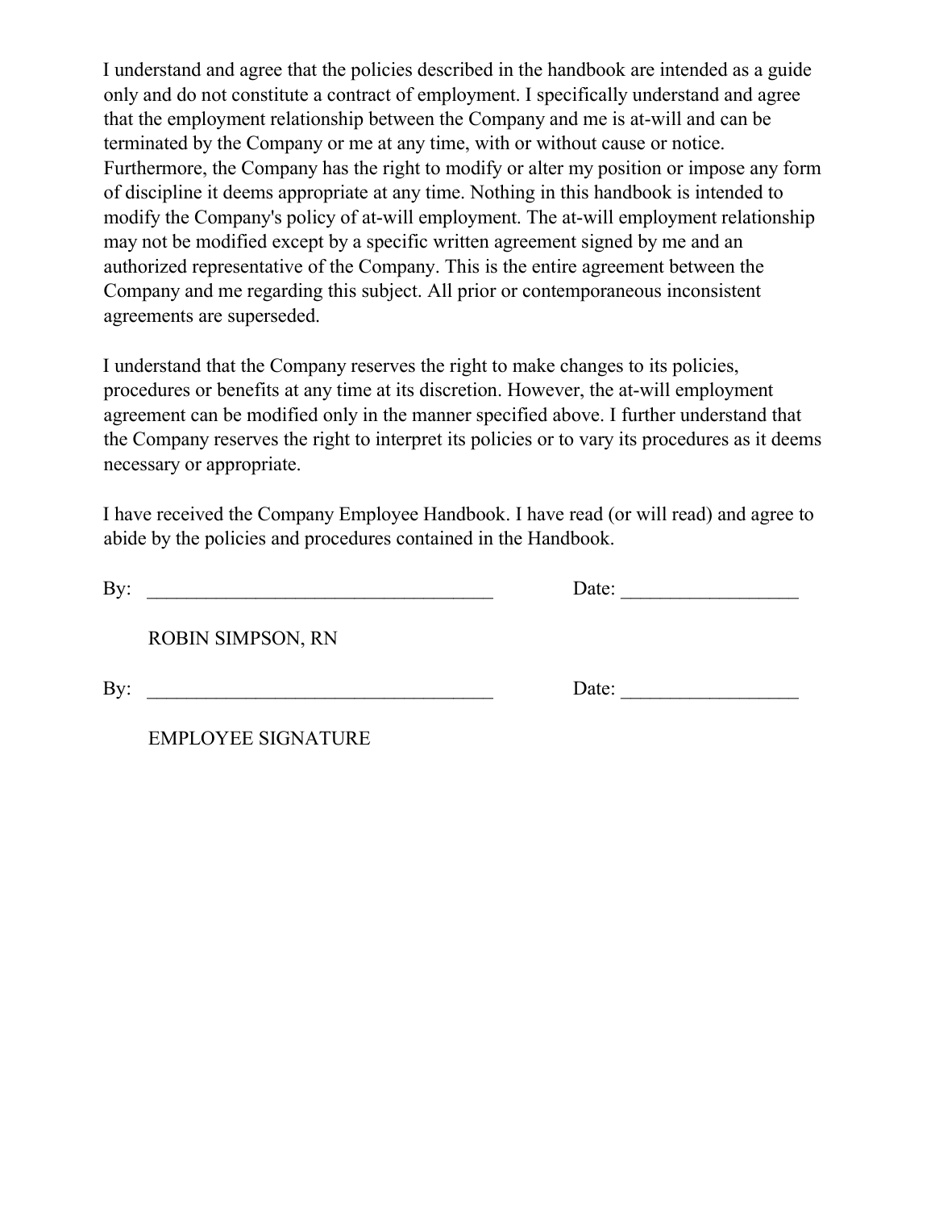I understand and agree that the policies described in the handbook are intended as a guide only and do not constitute a contract of employment. I specifically understand and agree that the employment relationship between the Company and me is at-will and can be terminated by the Company or me at any time, with or without cause or notice. Furthermore, the Company has the right to modify or alter my position or impose any form of discipline it deems appropriate at any time. Nothing in this handbook is intended to modify the Company's policy of at-will employment. The at-will employment relationship may not be modified except by a specific written agreement signed by me and an authorized representative of the Company. This is the entire agreement between the Company and me regarding this subject. All prior or contemporaneous inconsistent agreements are superseded.

I understand that the Company reserves the right to make changes to its policies, procedures or benefits at any time at its discretion. However, the at-will employment agreement can be modified only in the manner specified above. I further understand that the Company reserves the right to interpret its policies or to vary its procedures as it deems necessary or appropriate.

I have received the Company Employee Handbook. I have read (or will read) and agree to abide by the policies and procedures contained in the Handbook.

By: ___________________________________ Date: __________________

ROBIN SIMPSON, RN

By: ___________________________________ Date: __________________

EMPLOYEE SIGNATURE